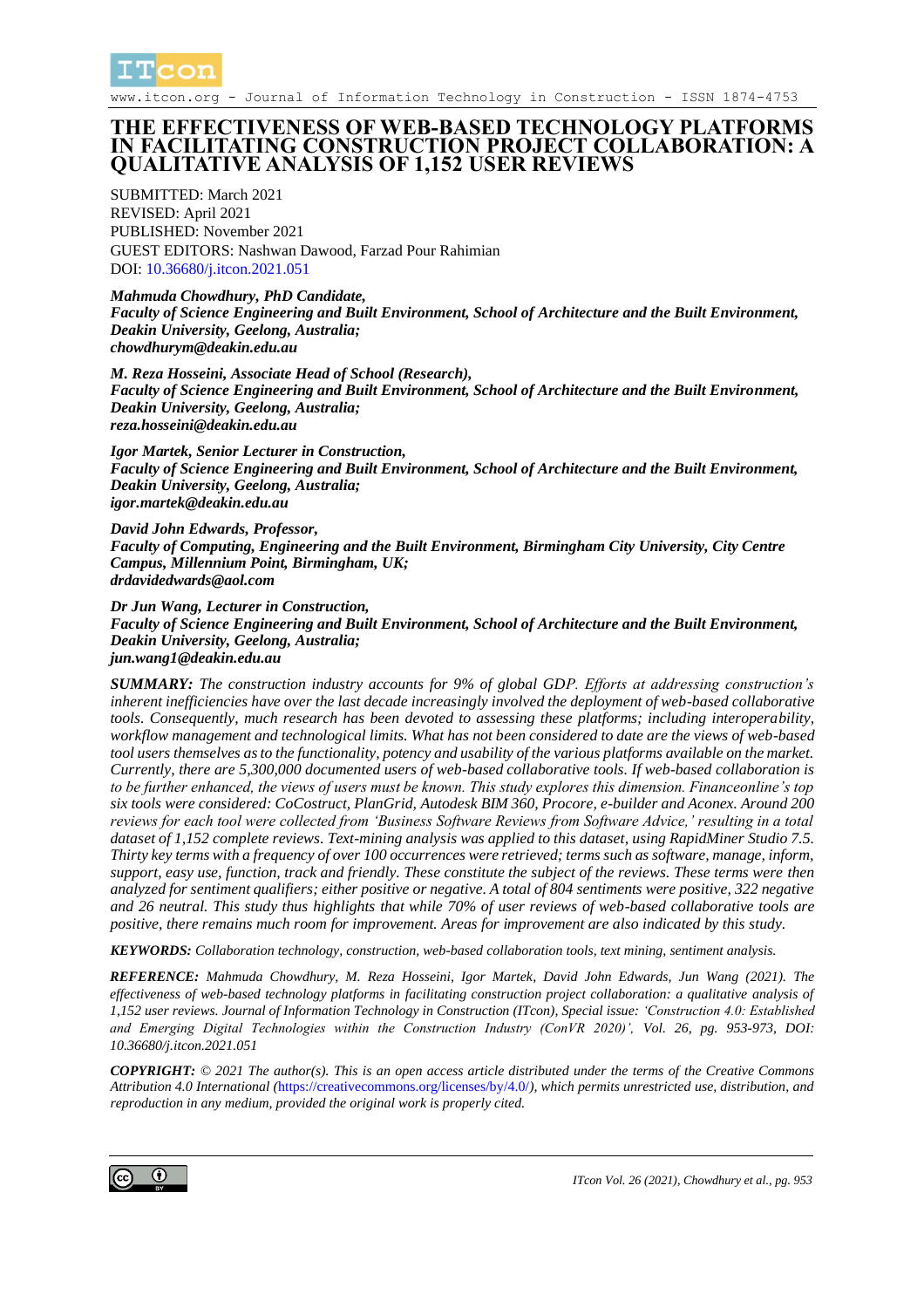# THE EFFECTIVENESS OF WEB-BASED TECHNOLOGY PLATFORMS IN FACILITATING CONSTRUCTION PROJECT COLLABORATION: A QUALITATIVE ANALYSIS OF 1,152 USER REVIEWS

SUBMITTED: March 2021
REVISED: April 2021
PUBLISHED: November 2021
GUEST EDITORS: Nashwan Dawood, Farzad Pour Rahimian
DOI: 10.36680/j.itcon.2021.051

***Mahmuda Chowdhury, PhD Candidate,***
***Faculty of Science Engineering and Built Environment, School of Architecture and the Built Environment, Deakin University, Geelong, Australia;***
***chowdhurym@deakin.edu.au***

***M. Reza Hosseini, Associate Head of School (Research),***
***Faculty of Science Engineering and Built Environment, School of Architecture and the Built Environment, Deakin University, Geelong, Australia;***
***reza.hosseini@deakin.edu.au***

***Igor Martek, Senior Lecturer in Construction,***
***Faculty of Science Engineering and Built Environment, School of Architecture and the Built Environment, Deakin University, Geelong, Australia;***
***igor.martek@deakin.edu.au***

***David John Edwards, Professor,***
***Faculty of Computing, Engineering and the Built Environment, Birmingham City University, City Centre Campus, Millennium Point, Birmingham, UK;***
***drdavidedwards@aol.com***

***Dr Jun Wang, Lecturer in Construction,***
***Faculty of Science Engineering and Built Environment, School of Architecture and the Built Environment, Deakin University, Geelong, Australia;***
***jun.wang1@deakin.edu.au***

***SUMMARY:*** *The construction industry accounts for 9% of global GDP. Efforts at addressing construction's inherent inefficiencies have over the last decade increasingly involved the deployment of web-based collaborative tools. Consequently, much research has been devoted to assessing these platforms; including interoperability, workflow management and technological limits. What has not been considered to date are the views of web-based tool users themselves as to the functionality, potency and usability of the various platforms available on the market. Currently, there are 5,300,000 documented users of web-based collaborative tools. If web-based collaboration is to be further enhanced, the views of users must be known. This study explores this dimension. Financeonline's top six tools were considered: CoCostruct, PlanGrid, Autodesk BIM 360, Procore, e-builder and Aconex. Around 200 reviews for each tool were collected from 'Business Software Reviews from Software Advice,' resulting in a total dataset of 1,152 complete reviews. Text-mining analysis was applied to this dataset, using RapidMiner Studio 7.5. Thirty key terms with a frequency of over 100 occurrences were retrieved; terms such as software, manage, inform, support, easy use, function, track and friendly. These constitute the subject of the reviews. These terms were then analyzed for sentiment qualifiers; either positive or negative. A total of 804 sentiments were positive, 322 negative and 26 neutral. This study thus highlights that while 70% of user reviews of web-based collaborative tools are positive, there remains much room for improvement. Areas for improvement are also indicated by this study.*

***KEYWORDS:*** *Collaboration technology, construction, web-based collaboration tools, text mining, sentiment analysis.*

***REFERENCE:*** *Mahmuda Chowdhury, M. Reza Hosseini, Igor Martek, David John Edwards, Jun Wang (2021). The effectiveness of web-based technology platforms in facilitating construction project collaboration: a qualitative analysis of 1,152 user reviews. Journal of Information Technology in Construction (ITcon), Special issue: 'Construction 4.0: Established and Emerging Digital Technologies within the Construction Industry (ConVR 2020)', Vol. 26, pg. 953-973, DOI: 10.36680/j.itcon.2021.051*

***COPYRIGHT:*** *© 2021 The author(s). This is an open access article distributed under the terms of the Creative Commons Attribution 4.0 International (*https://creativecommons.org/licenses/by/4.0/*), which permits unrestricted use, distribution, and reproduction in any medium, provided the original work is properly cited.*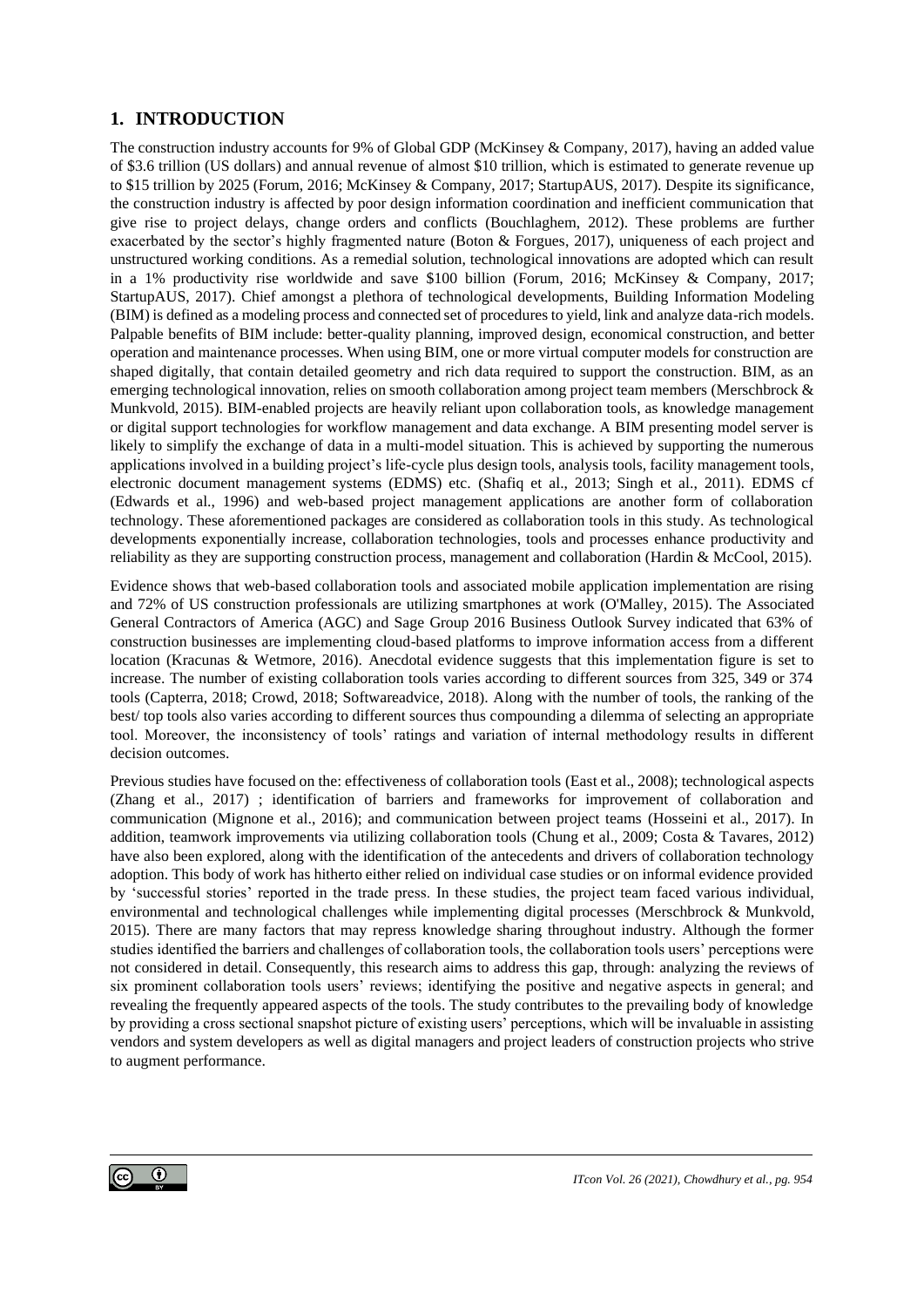## 1. INTRODUCTION

The construction industry accounts for 9% of Global GDP (McKinsey & Company, 2017), having an added value of $3.6 trillion (US dollars) and annual revenue of almost $10 trillion, which is estimated to generate revenue up to $15 trillion by 2025 (Forum, 2016; McKinsey & Company, 2017; StartupAUS, 2017). Despite its significance, the construction industry is affected by poor design information coordination and inefficient communication that give rise to project delays, change orders and conflicts (Bouchlaghem, 2012). These problems are further exacerbated by the sector's highly fragmented nature (Boton & Forgues, 2017), uniqueness of each project and unstructured working conditions. As a remedial solution, technological innovations are adopted which can result in a 1% productivity rise worldwide and save $100 billion (Forum, 2016; McKinsey & Company, 2017; StartupAUS, 2017). Chief amongst a plethora of technological developments, Building Information Modeling (BIM) is defined as a modeling process and connected set of procedures to yield, link and analyze data-rich models. Palpable benefits of BIM include: better-quality planning, improved design, economical construction, and better operation and maintenance processes. When using BIM, one or more virtual computer models for construction are shaped digitally, that contain detailed geometry and rich data required to support the construction. BIM, as an emerging technological innovation, relies on smooth collaboration among project team members (Merschbrock & Munkvold, 2015). BIM-enabled projects are heavily reliant upon collaboration tools, as knowledge management or digital support technologies for workflow management and data exchange. A BIM presenting model server is likely to simplify the exchange of data in a multi-model situation. This is achieved by supporting the numerous applications involved in a building project's life-cycle plus design tools, analysis tools, facility management tools, electronic document management systems (EDMS) etc. (Shafiq et al., 2013; Singh et al., 2011). EDMS cf (Edwards et al., 1996) and web-based project management applications are another form of collaboration technology. These aforementioned packages are considered as collaboration tools in this study. As technological developments exponentially increase, collaboration technologies, tools and processes enhance productivity and reliability as they are supporting construction process, management and collaboration (Hardin & McCool, 2015).

Evidence shows that web-based collaboration tools and associated mobile application implementation are rising and 72% of US construction professionals are utilizing smartphones at work (O'Malley, 2015). The Associated General Contractors of America (AGC) and Sage Group 2016 Business Outlook Survey indicated that 63% of construction businesses are implementing cloud-based platforms to improve information access from a different location (Kracunas & Wetmore, 2016). Anecdotal evidence suggests that this implementation figure is set to increase. The number of existing collaboration tools varies according to different sources from 325, 349 or 374 tools (Capterra, 2018; Crowd, 2018; Softwareadvice, 2018). Along with the number of tools, the ranking of the best/ top tools also varies according to different sources thus compounding a dilemma of selecting an appropriate tool. Moreover, the inconsistency of tools' ratings and variation of internal methodology results in different decision outcomes.

Previous studies have focused on the: effectiveness of collaboration tools (East et al., 2008); technological aspects (Zhang et al., 2017) ; identification of barriers and frameworks for improvement of collaboration and communication (Mignone et al., 2016); and communication between project teams (Hosseini et al., 2017). In addition, teamwork improvements via utilizing collaboration tools (Chung et al., 2009; Costa & Tavares, 2012) have also been explored, along with the identification of the antecedents and drivers of collaboration technology adoption. This body of work has hitherto either relied on individual case studies or on informal evidence provided by 'successful stories' reported in the trade press. In these studies, the project team faced various individual, environmental and technological challenges while implementing digital processes (Merschbrock & Munkvold, 2015). There are many factors that may repress knowledge sharing throughout industry. Although the former studies identified the barriers and challenges of collaboration tools, the collaboration tools users' perceptions were not considered in detail. Consequently, this research aims to address this gap, through: analyzing the reviews of six prominent collaboration tools users' reviews; identifying the positive and negative aspects in general; and revealing the frequently appeared aspects of the tools. The study contributes to the prevailing body of knowledge by providing a cross sectional snapshot picture of existing users' perceptions, which will be invaluable in assisting vendors and system developers as well as digital managers and project leaders of construction projects who strive to augment performance.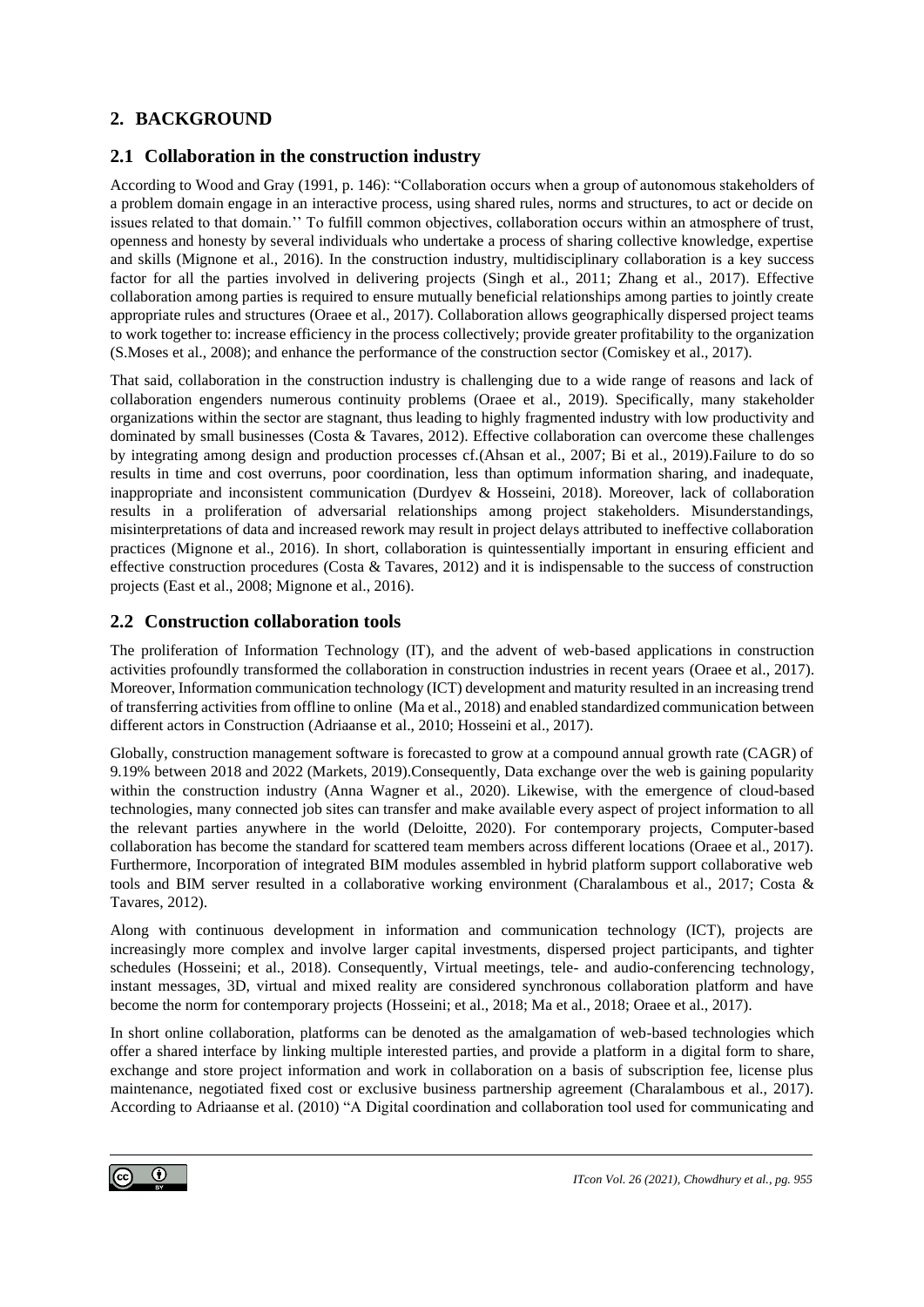## 2. BACKGROUND

### 2.1 Collaboration in the construction industry

According to Wood and Gray (1991, p. 146): "Collaboration occurs when a group of autonomous stakeholders of a problem domain engage in an interactive process, using shared rules, norms and structures, to act or decide on issues related to that domain.'' To fulfill common objectives, collaboration occurs within an atmosphere of trust, openness and honesty by several individuals who undertake a process of sharing collective knowledge, expertise and skills (Mignone et al., 2016). In the construction industry, multidisciplinary collaboration is a key success factor for all the parties involved in delivering projects (Singh et al., 2011; Zhang et al., 2017). Effective collaboration among parties is required to ensure mutually beneficial relationships among parties to jointly create appropriate rules and structures (Oraee et al., 2017). Collaboration allows geographically dispersed project teams to work together to: increase efficiency in the process collectively; provide greater profitability to the organization (S.Moses et al., 2008); and enhance the performance of the construction sector (Comiskey et al., 2017).

That said, collaboration in the construction industry is challenging due to a wide range of reasons and lack of collaboration engenders numerous continuity problems (Oraee et al., 2019). Specifically, many stakeholder organizations within the sector are stagnant, thus leading to highly fragmented industry with low productivity and dominated by small businesses (Costa & Tavares, 2012). Effective collaboration can overcome these challenges by integrating among design and production processes cf.(Ahsan et al., 2007; Bi et al., 2019).Failure to do so results in time and cost overruns, poor coordination, less than optimum information sharing, and inadequate, inappropriate and inconsistent communication (Durdyev & Hosseini, 2018). Moreover, lack of collaboration results in a proliferation of adversarial relationships among project stakeholders. Misunderstandings, misinterpretations of data and increased rework may result in project delays attributed to ineffective collaboration practices (Mignone et al., 2016). In short, collaboration is quintessentially important in ensuring efficient and effective construction procedures (Costa & Tavares, 2012) and it is indispensable to the success of construction projects (East et al., 2008; Mignone et al., 2016).

### 2.2 Construction collaboration tools

The proliferation of Information Technology (IT), and the advent of web-based applications in construction activities profoundly transformed the collaboration in construction industries in recent years (Oraee et al., 2017). Moreover, Information communication technology (ICT) development and maturity resulted in an increasing trend of transferring activities from offline to online (Ma et al., 2018) and enabled standardized communication between different actors in Construction (Adriaanse et al., 2010; Hosseini et al., 2017).

Globally, construction management software is forecasted to grow at a compound annual growth rate (CAGR) of 9.19% between 2018 and 2022 (Markets, 2019).Consequently, Data exchange over the web is gaining popularity within the construction industry (Anna Wagner et al., 2020). Likewise, with the emergence of cloud-based technologies, many connected job sites can transfer and make available every aspect of project information to all the relevant parties anywhere in the world (Deloitte, 2020). For contemporary projects, Computer-based collaboration has become the standard for scattered team members across different locations (Oraee et al., 2017). Furthermore, Incorporation of integrated BIM modules assembled in hybrid platform support collaborative web tools and BIM server resulted in a collaborative working environment (Charalambous et al., 2017; Costa & Tavares, 2012).

Along with continuous development in information and communication technology (ICT), projects are increasingly more complex and involve larger capital investments, dispersed project participants, and tighter schedules (Hosseini; et al., 2018). Consequently, Virtual meetings, tele- and audio-conferencing technology, instant messages, 3D, virtual and mixed reality are considered synchronous collaboration platform and have become the norm for contemporary projects (Hosseini; et al., 2018; Ma et al., 2018; Oraee et al., 2017).

In short online collaboration, platforms can be denoted as the amalgamation of web-based technologies which offer a shared interface by linking multiple interested parties, and provide a platform in a digital form to share, exchange and store project information and work in collaboration on a basis of subscription fee, license plus maintenance, negotiated fixed cost or exclusive business partnership agreement (Charalambous et al., 2017). According to Adriaanse et al. (2010) "A Digital coordination and collaboration tool used for communicating and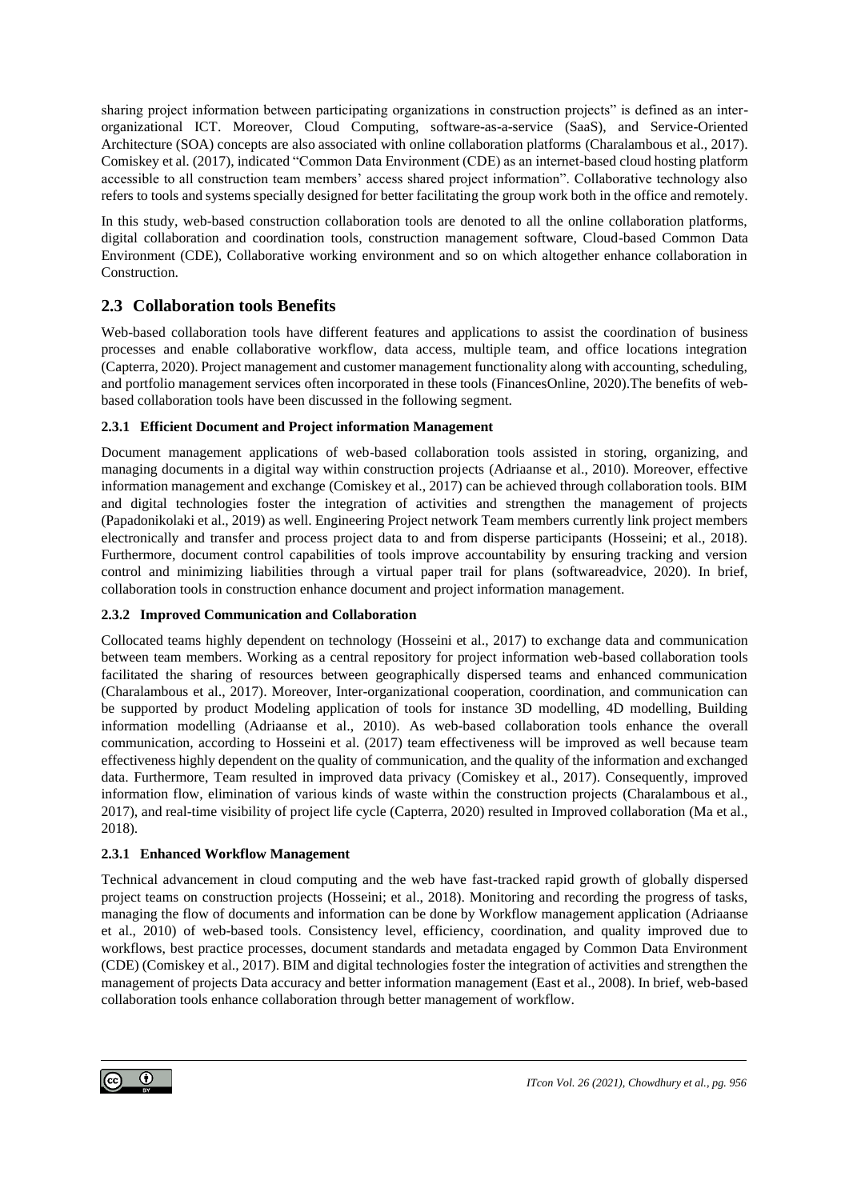sharing project information between participating organizations in construction projects" is defined as an inter-organizational ICT. Moreover, Cloud Computing, software-as-a-service (SaaS), and Service-Oriented Architecture (SOA) concepts are also associated with online collaboration platforms (Charalambous et al., 2017). Comiskey et al. (2017), indicated "Common Data Environment (CDE) as an internet-based cloud hosting platform accessible to all construction team members' access shared project information". Collaborative technology also refers to tools and systems specially designed for better facilitating the group work both in the office and remotely.

In this study, web-based construction collaboration tools are denoted to all the online collaboration platforms, digital collaboration and coordination tools, construction management software, Cloud-based Common Data Environment (CDE), Collaborative working environment and so on which altogether enhance collaboration in Construction.

## 2.3 Collaboration tools Benefits

Web-based collaboration tools have different features and applications to assist the coordination of business processes and enable collaborative workflow, data access, multiple team, and office locations integration (Capterra, 2020). Project management and customer management functionality along with accounting, scheduling, and portfolio management services often incorporated in these tools (FinancesOnline, 2020).The benefits of web-based collaboration tools have been discussed in the following segment.

### 2.3.1 Efficient Document and Project information Management

Document management applications of web-based collaboration tools assisted in storing, organizing, and managing documents in a digital way within construction projects (Adriaanse et al., 2010). Moreover, effective information management and exchange (Comiskey et al., 2017) can be achieved through collaboration tools. BIM and digital technologies foster the integration of activities and strengthen the management of projects (Papadonikolaki et al., 2019) as well. Engineering Project network Team members currently link project members electronically and transfer and process project data to and from disperse participants (Hosseini; et al., 2018). Furthermore, document control capabilities of tools improve accountability by ensuring tracking and version control and minimizing liabilities through a virtual paper trail for plans (softwareadvice, 2020). In brief, collaboration tools in construction enhance document and project information management.

### 2.3.2 Improved Communication and Collaboration

Collocated teams highly dependent on technology (Hosseini et al., 2017) to exchange data and communication between team members. Working as a central repository for project information web-based collaboration tools facilitated the sharing of resources between geographically dispersed teams and enhanced communication (Charalambous et al., 2017). Moreover, Inter-organizational cooperation, coordination, and communication can be supported by product Modeling application of tools for instance 3D modelling, 4D modelling, Building information modelling (Adriaanse et al., 2010). As web-based collaboration tools enhance the overall communication, according to Hosseini et al. (2017) team effectiveness will be improved as well because team effectiveness highly dependent on the quality of communication, and the quality of the information and exchanged data. Furthermore, Team resulted in improved data privacy (Comiskey et al., 2017). Consequently, improved information flow, elimination of various kinds of waste within the construction projects (Charalambous et al., 2017), and real-time visibility of project life cycle (Capterra, 2020) resulted in Improved collaboration (Ma et al., 2018).

### 2.3.1 Enhanced Workflow Management

Technical advancement in cloud computing and the web have fast-tracked rapid growth of globally dispersed project teams on construction projects (Hosseini; et al., 2018). Monitoring and recording the progress of tasks, managing the flow of documents and information can be done by Workflow management application (Adriaanse et al., 2010) of web-based tools. Consistency level, efficiency, coordination, and quality improved due to workflows, best practice processes, document standards and metadata engaged by Common Data Environment (CDE) (Comiskey et al., 2017). BIM and digital technologies foster the integration of activities and strengthen the management of projects Data accuracy and better information management (East et al., 2008). In brief, web-based collaboration tools enhance collaboration through better management of workflow.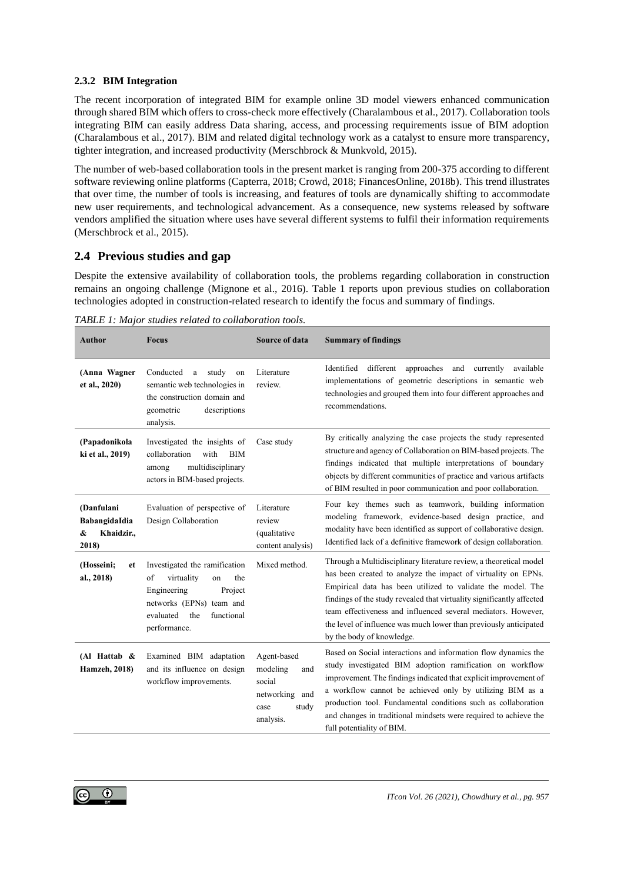### 2.3.2 BIM Integration

The recent incorporation of integrated BIM for example online 3D model viewers enhanced communication through shared BIM which offers to cross-check more effectively (Charalambous et al., 2017). Collaboration tools integrating BIM can easily address Data sharing, access, and processing requirements issue of BIM adoption (Charalambous et al., 2017). BIM and related digital technology work as a catalyst to ensure more transparency, tighter integration, and increased productivity (Merschbrock & Munkvold, 2015).

The number of web-based collaboration tools in the present market is ranging from 200-375 according to different software reviewing online platforms (Capterra, 2018; Crowd, 2018; FinancesOnline, 2018b). This trend illustrates that over time, the number of tools is increasing, and features of tools are dynamically shifting to accommodate new user requirements, and technological advancement. As a consequence, new systems released by software vendors amplified the situation where uses have several different systems to fulfil their information requirements (Merschbrock et al., 2015).

## 2.4 Previous studies and gap

Despite the extensive availability of collaboration tools, the problems regarding collaboration in construction remains an ongoing challenge (Mignone et al., 2016). Table 1 reports upon previous studies on collaboration technologies adopted in construction-related research to identify the focus and summary of findings.

*TABLE 1: Major studies related to collaboration tools.*

| Author | Focus | Source of data | Summary of findings |
|---|---|---|---|
| **(Anna Wagner et al., 2020)** | Conducted a study on semantic web technologies in the construction domain and geometric descriptions analysis. | Literature review. | Identified different approaches and currently available implementations of geometric descriptions in semantic web technologies and grouped them into four different approaches and recommendations. |
| **(Papadonikolaki et al., 2019)** | Investigated the insights of collaboration with BIM among multidisciplinary actors in BIM-based projects. | Case study | By critically analyzing the case projects the study represented structure and agency of Collaboration on BIM-based projects. The findings indicated that multiple interpretations of boundary objects by different communities of practice and various artifacts of BIM resulted in poor communication and poor collaboration. |
| **(Danfulani BabangidaIdia & Khaidzir., 2018)** | Evaluation of perspective of Design Collaboration | Literature review (qualitative content analysis) | Four key themes such as teamwork, building information modeling framework, evidence-based design practice, and modality have been identified as support of collaborative design. Identified lack of a definitive framework of design collaboration. |
| **(Hosseini; et al., 2018)** | Investigated the ramification of virtuality on the Engineering Project networks (EPNs) team and evaluated the functional performance. | Mixed method. | Through a Multidisciplinary literature review, a theoretical model has been created to analyze the impact of virtuality on EPNs. Empirical data has been utilized to validate the model. The findings of the study revealed that virtuality significantly affected team effectiveness and influenced several mediators. However, the level of influence was much lower than previously anticipated by the body of knowledge. |
| **(Al Hattab & Hamzeh, 2018)** | Examined BIM adaptation and its influence on design workflow improvements. | Agent-based modeling and social networking and case study analysis. | Based on Social interactions and information flow dynamics the study investigated BIM adoption ramification on workflow improvement. The findings indicated that explicit improvement of a workflow cannot be achieved only by utilizing BIM as a production tool. Fundamental conditions such as collaboration and changes in traditional mindsets were required to achieve the full potentiality of BIM. |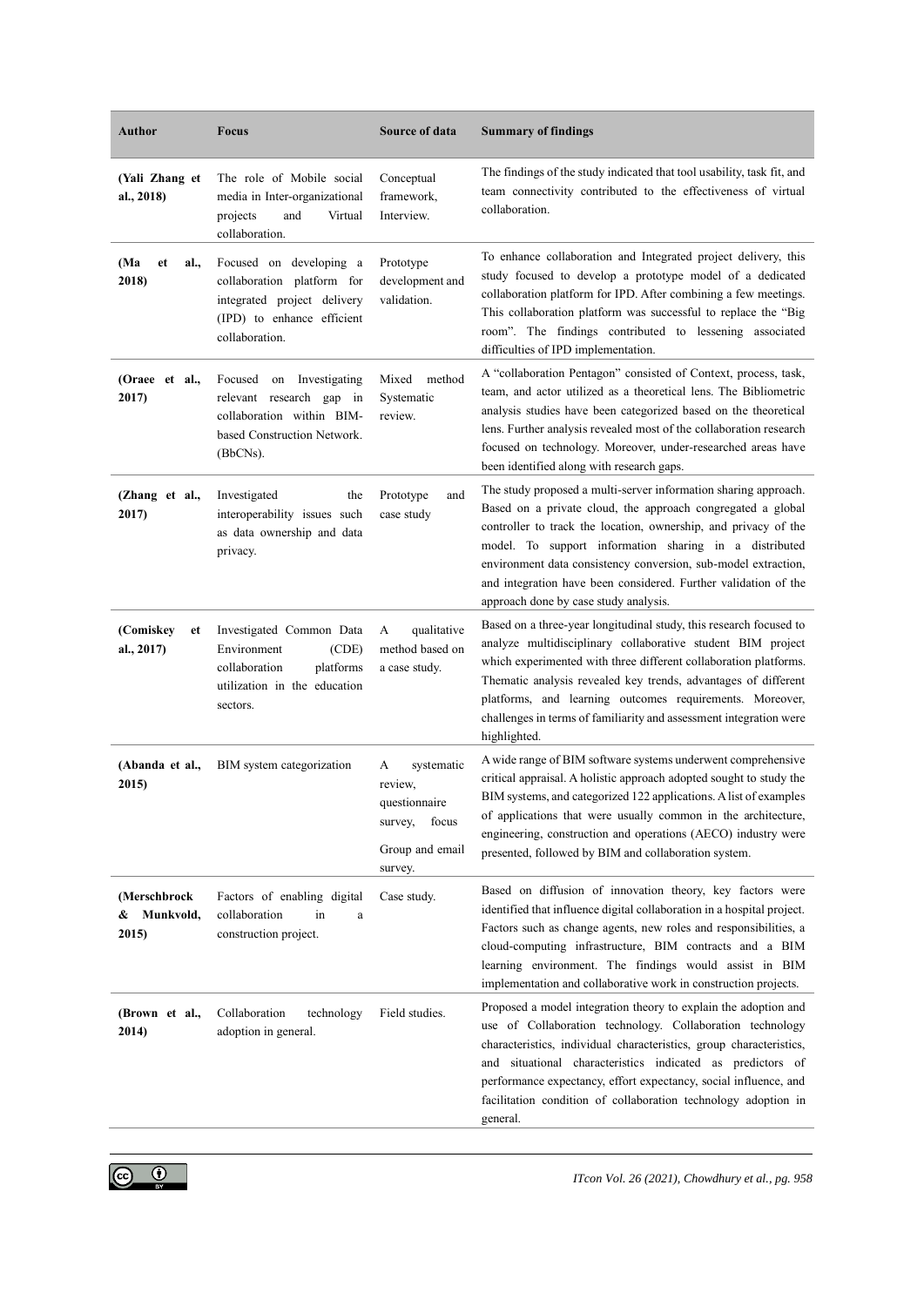| Author | Focus | Source of data | Summary of findings |
|---|---|---|---|
| **(Yali Zhang et al., 2018)** | The role of Mobile social media in Inter-organizational projects and Virtual collaboration. | Conceptual framework, Interview. | The findings of the study indicated that tool usability, task fit, and team connectivity contributed to the effectiveness of virtual collaboration. |
| **(Ma et al., 2018)** | Focused on developing a collaboration platform for integrated project delivery (IPD) to enhance efficient collaboration. | Prototype development and validation. | To enhance collaboration and Integrated project delivery, this study focused to develop a prototype model of a dedicated collaboration platform for IPD. After combining a few meetings. This collaboration platform was successful to replace the "Big room". The findings contributed to lessening associated difficulties of IPD implementation. |
| **(Oraee et al., 2017)** | Focused on Investigating relevant research gap in collaboration within BIM-based Construction Network. (BbCNs). | Mixed method Systematic review. | A "collaboration Pentagon" consisted of Context, process, task, team, and actor utilized as a theoretical lens. The Bibliometric analysis studies have been categorized based on the theoretical lens. Further analysis revealed most of the collaboration research focused on technology. Moreover, under-researched areas have been identified along with research gaps. |
| **(Zhang et al., 2017)** | Investigated the interoperability issues such as data ownership and data privacy. | Prototype and case study | The study proposed a multi-server information sharing approach. Based on a private cloud, the approach congregated a global controller to track the location, ownership, and privacy of the model. To support information sharing in a distributed environment data consistency conversion, sub-model extraction, and integration have been considered. Further validation of the approach done by case study analysis. |
| **(Comiskey et al., 2017)** | Investigated Common Data Environment (CDE) collaboration platforms utilization in the education sectors. | A qualitative method based on a case study. | Based on a three-year longitudinal study, this research focused to analyze multidisciplinary collaborative student BIM project which experimented with three different collaboration platforms. Thematic analysis revealed key trends, advantages of different platforms, and learning outcomes requirements. Moreover, challenges in terms of familiarity and assessment integration were highlighted. |
| **(Abanda et al., 2015)** | BIM system categorization | A systematic review, questionnaire survey, focus Group and email survey. | A wide range of BIM software systems underwent comprehensive critical appraisal. A holistic approach adopted sought to study the BIM systems, and categorized 122 applications. A list of examples of applications that were usually common in the architecture, engineering, construction and operations (AECO) industry were presented, followed by BIM and collaboration system. |
| **(Merschbrock & Munkvold, 2015)** | Factors of enabling digital collaboration in a construction project. | Case study. | Based on diffusion of innovation theory, key factors were identified that influence digital collaboration in a hospital project. Factors such as change agents, new roles and responsibilities, a cloud-computing infrastructure, BIM contracts and a BIM learning environment. The findings would assist in BIM implementation and collaborative work in construction projects. |
| **(Brown et al., 2014)** | Collaboration technology adoption in general. | Field studies. | Proposed a model integration theory to explain the adoption and use of Collaboration technology. Collaboration technology characteristics, individual characteristics, group characteristics, and situational characteristics indicated as predictors of performance expectancy, effort expectancy, social influence, and facilitation condition of collaboration technology adoption in general. |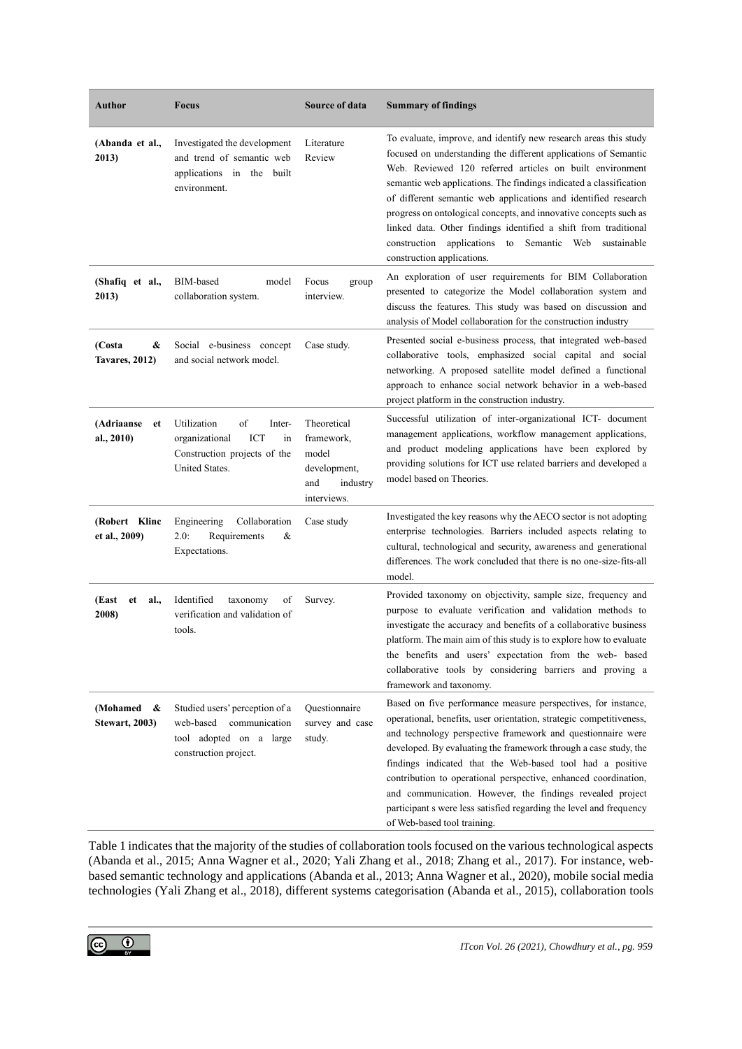| Author | Focus | Source of data | Summary of findings |
|---|---|---|---|
| **(Abanda et al., 2013)** | Investigated the development and trend of semantic web applications in the built environment. | Literature Review | To evaluate, improve, and identify new research areas this study focused on understanding the different applications of Semantic Web. Reviewed 120 referred articles on built environment semantic web applications. The findings indicated a classification of different semantic web applications and identified research progress on ontological concepts, and innovative concepts such as linked data. Other findings identified a shift from traditional construction applications to Semantic Web sustainable construction applications. |
| **(Shafiq et al., 2013)** | BIM-based model collaboration system. | Focus group interview. | An exploration of user requirements for BIM Collaboration presented to categorize the Model collaboration system and discuss the features. This study was based on discussion and analysis of Model collaboration for the construction industry |
| **(Costa & Tavares, 2012)** | Social e-business concept and social network model. | Case study. | Presented social e-business process, that integrated web-based collaborative tools, emphasized social capital and social networking. A proposed satellite model defined a functional approach to enhance social network behavior in a web-based project platform in the construction industry. |
| **(Adriaanse et al., 2010)** | Utilization of Inter-organizational ICT in Construction projects of the United States. | Theoretical framework, model development, and industry interviews. | Successful utilization of inter-organizational ICT- document management applications, workflow management applications, and product modeling applications have been explored by providing solutions for ICT use related barriers and developed a model based on Theories. |
| **(Robert Klinc et al., 2009)** | Engineering Collaboration 2.0: Requirements & Expectations. | Case study | Investigated the key reasons why the AECO sector is not adopting enterprise technologies. Barriers included aspects relating to cultural, technological and security, awareness and generational differences. The work concluded that there is no one-size-fits-all model. |
| **(East et al., 2008)** | Identified taxonomy of verification and validation of tools. | Survey. | Provided taxonomy on objectivity, sample size, frequency and purpose to evaluate verification and validation methods to investigate the accuracy and benefits of a collaborative business platform. The main aim of this study is to explore how to evaluate the benefits and users' expectation from the web- based collaborative tools by considering barriers and proving a framework and taxonomy. |
| **(Mohamed & Stewart, 2003)** | Studied users' perception of a web-based communication tool adopted on a large construction project. | Questionnaire survey and case study. | Based on five performance measure perspectives, for instance, operational, benefits, user orientation, strategic competitiveness, and technology perspective framework and questionnaire were developed. By evaluating the framework through a case study, the findings indicated that the Web-based tool had a positive contribution to operational perspective, enhanced coordination, and communication. However, the findings revealed project participant s were less satisfied regarding the level and frequency of Web-based tool training. |

Table 1 indicates that the majority of the studies of collaboration tools focused on the various technological aspects (Abanda et al., 2015; Anna Wagner et al., 2020; Yali Zhang et al., 2018; Zhang et al., 2017). For instance, web-based semantic technology and applications (Abanda et al., 2013; Anna Wagner et al., 2020), mobile social media technologies (Yali Zhang et al., 2018), different systems categorisation (Abanda et al., 2015), collaboration tools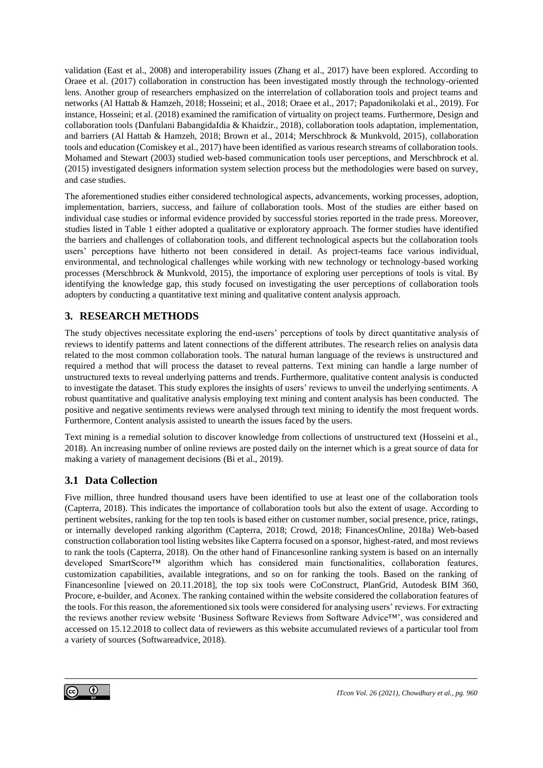validation (East et al., 2008) and interoperability issues (Zhang et al., 2017) have been explored. According to Oraee et al. (2017) collaboration in construction has been investigated mostly through the technology-oriented lens. Another group of researchers emphasized on the interrelation of collaboration tools and project teams and networks (Al Hattab & Hamzeh, 2018; Hosseini; et al., 2018; Oraee et al., 2017; Papadonikolaki et al., 2019). For instance, Hosseini; et al. (2018) examined the ramification of virtuality on project teams. Furthermore, Design and collaboration tools (Danfulani BabangidaIdia & Khaidzir., 2018), collaboration tools adaptation, implementation, and barriers (Al Hattab & Hamzeh, 2018; Brown et al., 2014; Merschbrock & Munkvold, 2015), collaboration tools and education (Comiskey et al., 2017) have been identified as various research streams of collaboration tools. Mohamed and Stewart (2003) studied web-based communication tools user perceptions, and Merschbrock et al. (2015) investigated designers information system selection process but the methodologies were based on survey, and case studies.

The aforementioned studies either considered technological aspects, advancements, working processes, adoption, implementation, barriers, success, and failure of collaboration tools. Most of the studies are either based on individual case studies or informal evidence provided by successful stories reported in the trade press. Moreover, studies listed in Table 1 either adopted a qualitative or exploratory approach. The former studies have identified the barriers and challenges of collaboration tools, and different technological aspects but the collaboration tools users' perceptions have hitherto not been considered in detail. As project-teams face various individual, environmental, and technological challenges while working with new technology or technology-based working processes (Merschbrock & Munkvold, 2015), the importance of exploring user perceptions of tools is vital. By identifying the knowledge gap, this study focused on investigating the user perceptions of collaboration tools adopters by conducting a quantitative text mining and qualitative content analysis approach.

## 3. RESEARCH METHODS

The study objectives necessitate exploring the end-users' perceptions of tools by direct quantitative analysis of reviews to identify patterns and latent connections of the different attributes. The research relies on analysis data related to the most common collaboration tools. The natural human language of the reviews is unstructured and required a method that will process the dataset to reveal patterns. Text mining can handle a large number of unstructured texts to reveal underlying patterns and trends. Furthermore, qualitative content analysis is conducted to investigate the dataset. This study explores the insights of users' reviews to unveil the underlying sentiments. A robust quantitative and qualitative analysis employing text mining and content analysis has been conducted. The positive and negative sentiments reviews were analysed through text mining to identify the most frequent words. Furthermore, Content analysis assisted to unearth the issues faced by the users.

Text mining is a remedial solution to discover knowledge from collections of unstructured text (Hosseini et al., 2018). An increasing number of online reviews are posted daily on the internet which is a great source of data for making a variety of management decisions (Bi et al., 2019).

### 3.1 Data Collection

Five million, three hundred thousand users have been identified to use at least one of the collaboration tools (Capterra, 2018). This indicates the importance of collaboration tools but also the extent of usage. According to pertinent websites, ranking for the top ten tools is based either on customer number, social presence, price, ratings, or internally developed ranking algorithm (Capterra, 2018; Crowd, 2018; FinancesOnline, 2018a) Web-based construction collaboration tool listing websites like Capterra focused on a sponsor, highest-rated, and most reviews to rank the tools (Capterra, 2018). On the other hand of Financesonline ranking system is based on an internally developed SmartScore™ algorithm which has considered main functionalities, collaboration features, customization capabilities, available integrations, and so on for ranking the tools. Based on the ranking of Financesonline [viewed on 20.11.2018], the top six tools were CoConstruct, PlanGrid, Autodesk BIM 360, Procore, e-builder, and Aconex. The ranking contained within the website considered the collaboration features of the tools. For this reason, the aforementioned six tools were considered for analysing users' reviews. For extracting the reviews another review website 'Business Software Reviews from Software Advice™', was considered and accessed on 15.12.2018 to collect data of reviewers as this website accumulated reviews of a particular tool from a variety of sources (Softwareadvice, 2018).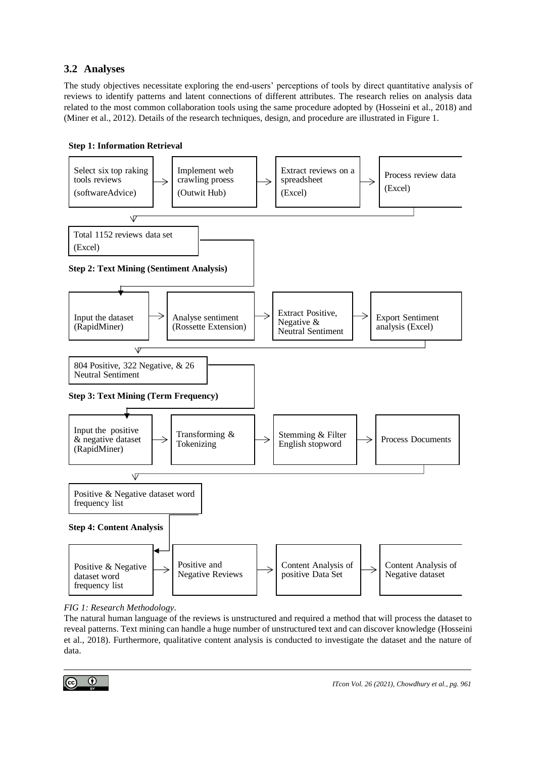## 3.2 Analyses

The study objectives necessitate exploring the end-users' perceptions of tools by direct quantitative analysis of reviews to identify patterns and latent connections of different attributes. The research relies on analysis data related to the most common collaboration tools using the same procedure adopted by (Hosseini et al., 2018) and (Miner et al., 2012). Details of the research techniques, design, and procedure are illustrated in Figure 1.

**Step 1: Information Retrieval**

Select six top raking tools reviews (softwareAdvice) → Implement web crawling proess (Outwit Hub) → Extract reviews on a spreadsheet (Excel) → Process review data (Excel)

Total 1152 reviews data set (Excel)

**Step 2: Text Mining (Sentiment Analysis)**

Input the dataset (RapidMiner) → Analyse sentiment (Rossette Extension) → Extract Positive, Negative & Neutral Sentiment → Export Sentiment analysis (Excel)

804 Positive, 322 Negative, & 26 Neutral Sentiment

**Step 3: Text Mining (Term Frequency)**

Input the positive & negative dataset (RapidMiner) → Transforming & Tokenizing → Stemming & Filter English stopword → Process Documents

Positive & Negative dataset word frequency list

**Step 4: Content Analysis**

Positive & Negative dataset word frequency list → Positive and Negative Reviews → Content Analysis of positive Data Set → Content Analysis of Negative dataset

*FIG 1: Research Methodology*.

The natural human language of the reviews is unstructured and required a method that will process the dataset to reveal patterns. Text mining can handle a huge number of unstructured text and can discover knowledge (Hosseini et al., 2018). Furthermore, qualitative content analysis is conducted to investigate the dataset and the nature of data.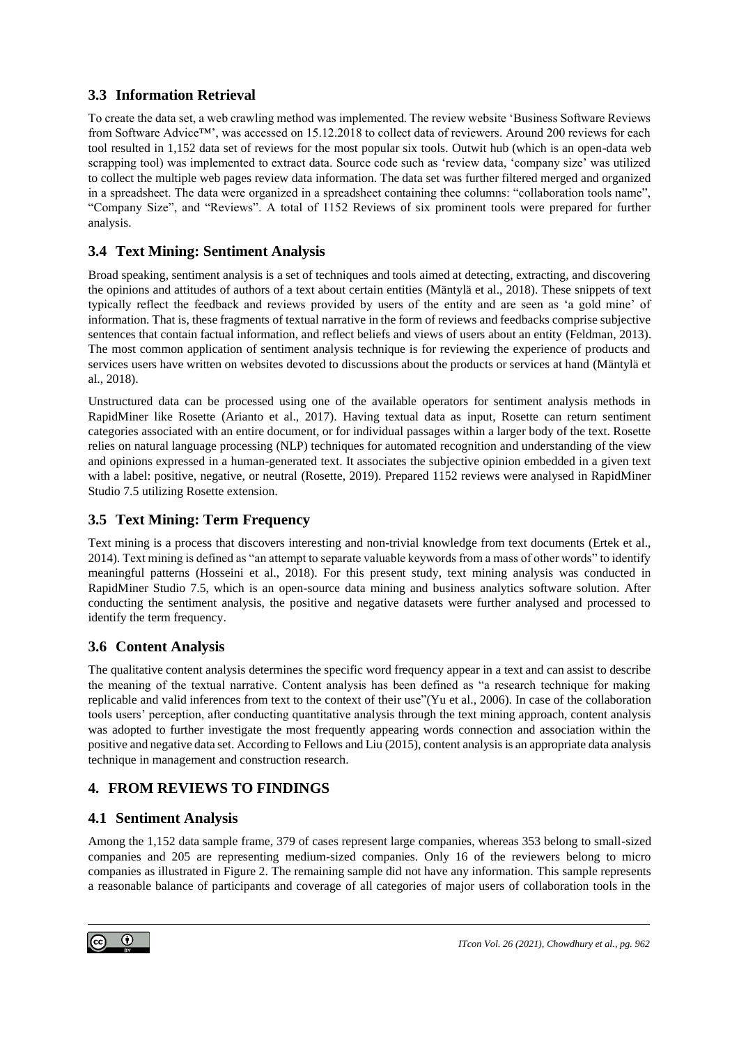### 3.3 Information Retrieval

To create the data set, a web crawling method was implemented. The review website 'Business Software Reviews from Software Advice™', was accessed on 15.12.2018 to collect data of reviewers. Around 200 reviews for each tool resulted in 1,152 data set of reviews for the most popular six tools. Outwit hub (which is an open-data web scrapping tool) was implemented to extract data. Source code such as 'review data, 'company size' was utilized to collect the multiple web pages review data information. The data set was further filtered merged and organized in a spreadsheet. The data were organized in a spreadsheet containing thee columns: "collaboration tools name", "Company Size", and "Reviews". A total of 1152 Reviews of six prominent tools were prepared for further analysis.

### 3.4 Text Mining: Sentiment Analysis

Broad speaking, sentiment analysis is a set of techniques and tools aimed at detecting, extracting, and discovering the opinions and attitudes of authors of a text about certain entities (Mäntylä et al., 2018). These snippets of text typically reflect the feedback and reviews provided by users of the entity and are seen as 'a gold mine' of information. That is, these fragments of textual narrative in the form of reviews and feedbacks comprise subjective sentences that contain factual information, and reflect beliefs and views of users about an entity (Feldman, 2013). The most common application of sentiment analysis technique is for reviewing the experience of products and services users have written on websites devoted to discussions about the products or services at hand (Mäntylä et al., 2018).

Unstructured data can be processed using one of the available operators for sentiment analysis methods in RapidMiner like Rosette (Arianto et al., 2017). Having textual data as input, Rosette can return sentiment categories associated with an entire document, or for individual passages within a larger body of the text. Rosette relies on natural language processing (NLP) techniques for automated recognition and understanding of the view and opinions expressed in a human-generated text. It associates the subjective opinion embedded in a given text with a label: positive, negative, or neutral (Rosette, 2019). Prepared 1152 reviews were analysed in RapidMiner Studio 7.5 utilizing Rosette extension.

### 3.5 Text Mining: Term Frequency

Text mining is a process that discovers interesting and non-trivial knowledge from text documents (Ertek et al., 2014). Text mining is defined as "an attempt to separate valuable keywords from a mass of other words" to identify meaningful patterns (Hosseini et al., 2018). For this present study, text mining analysis was conducted in RapidMiner Studio 7.5, which is an open-source data mining and business analytics software solution. After conducting the sentiment analysis, the positive and negative datasets were further analysed and processed to identify the term frequency.

### 3.6 Content Analysis

The qualitative content analysis determines the specific word frequency appear in a text and can assist to describe the meaning of the textual narrative. Content analysis has been defined as "a research technique for making replicable and valid inferences from text to the context of their use"(Yu et al., 2006). In case of the collaboration tools users' perception, after conducting quantitative analysis through the text mining approach, content analysis was adopted to further investigate the most frequently appearing words connection and association within the positive and negative data set. According to Fellows and Liu (2015), content analysis is an appropriate data analysis technique in management and construction research.

## 4. FROM REVIEWS TO FINDINGS

### 4.1 Sentiment Analysis

Among the 1,152 data sample frame, 379 of cases represent large companies, whereas 353 belong to small-sized companies and 205 are representing medium-sized companies. Only 16 of the reviewers belong to micro companies as illustrated in Figure 2. The remaining sample did not have any information. This sample represents a reasonable balance of participants and coverage of all categories of major users of collaboration tools in the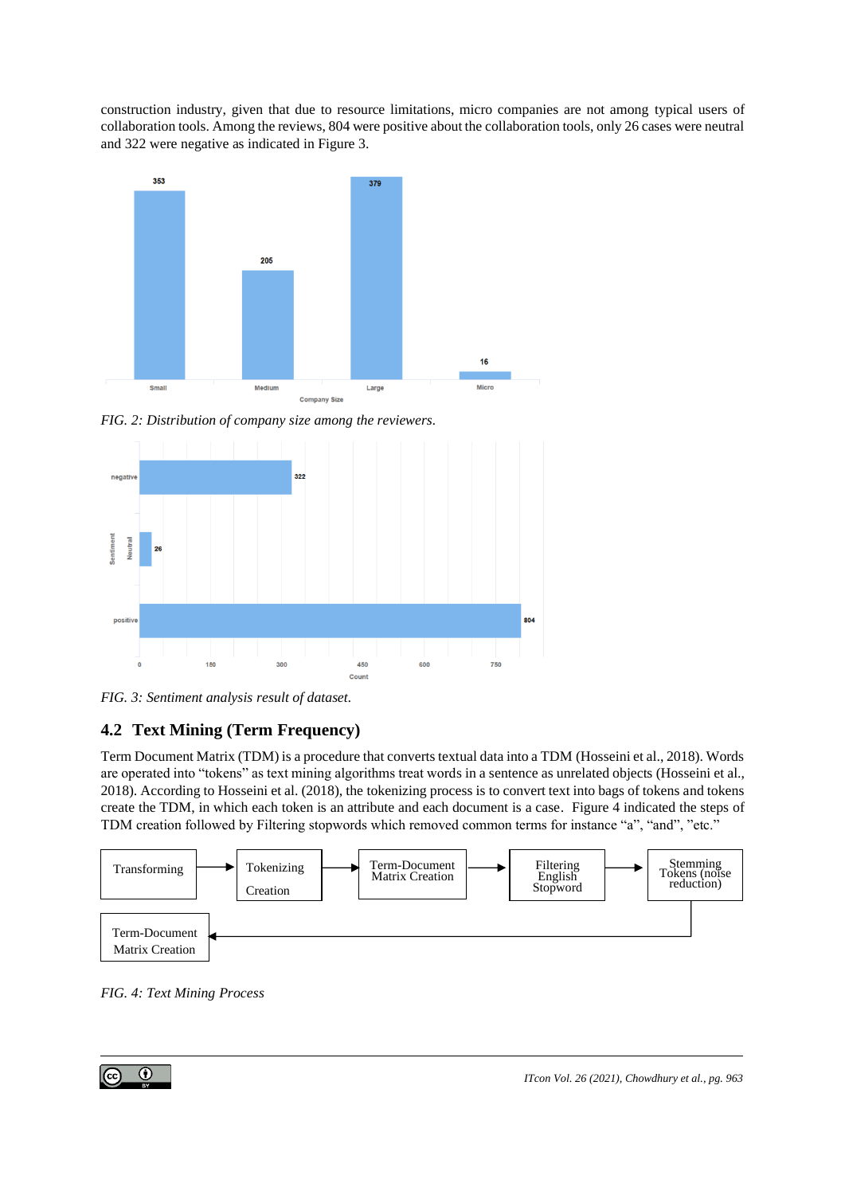construction industry, given that due to resource limitations, micro companies are not among typical users of collaboration tools. Among the reviews, 804 were positive about the collaboration tools, only 26 cases were neutral and 322 were negative as indicated in Figure 3.

*FIG. 2: Distribution of company size among the reviewers.*

*FIG. 3: Sentiment analysis result of dataset.*

## 4.2 Text Mining (Term Frequency)

Term Document Matrix (TDM) is a procedure that converts textual data into a TDM (Hosseini et al., 2018). Words are operated into "tokens" as text mining algorithms treat words in a sentence as unrelated objects (Hosseini et al., 2018). According to Hosseini et al. (2018), the tokenizing process is to convert text into bags of tokens and tokens create the TDM, in which each token is an attribute and each document is a case. Figure 4 indicated the steps of TDM creation followed by Filtering stopwords which removed common terms for instance "a", "and", "etc."

*FIG. 4: Text Mining Process*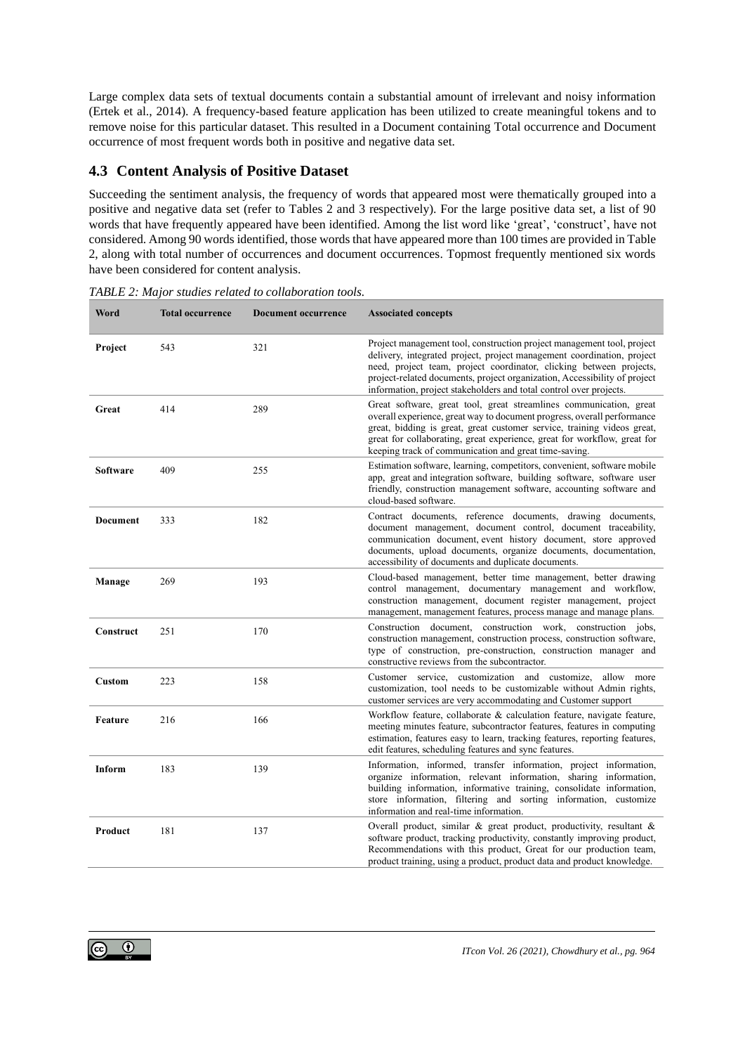Large complex data sets of textual documents contain a substantial amount of irrelevant and noisy information (Ertek et al., 2014). A frequency-based feature application has been utilized to create meaningful tokens and to remove noise for this particular dataset. This resulted in a Document containing Total occurrence and Document occurrence of most frequent words both in positive and negative data set.

## 4.3 Content Analysis of Positive Dataset

Succeeding the sentiment analysis, the frequency of words that appeared most were thematically grouped into a positive and negative data set (refer to Tables 2 and 3 respectively). For the large positive data set, a list of 90 words that have frequently appeared have been identified. Among the list word like 'great', 'construct', have not considered. Among 90 words identified, those words that have appeared more than 100 times are provided in Table 2, along with total number of occurrences and document occurrences. Topmost frequently mentioned six words have been considered for content analysis.

*TABLE 2: Major studies related to collaboration tools.*

| Word | Total occurrence | Document occurrence | Associated concepts |
|---|---|---|---|
| **Project** | 543 | 321 | Project management tool, construction project management tool, project delivery, integrated project, project management coordination, project need, project team, project coordinator, clicking between projects, project-related documents, project organization, Accessibility of project information, project stakeholders and total control over projects. |
| **Great** | 414 | 289 | Great software, great tool, great streamlines communication, great overall experience, great way to document progress, overall performance great, bidding is great, great customer service, training videos great, great for collaborating, great experience, great for workflow, great for keeping track of communication and great time-saving. |
| **Software** | 409 | 255 | Estimation software, learning, competitors, convenient, software mobile app, great and integration software, building software, software user friendly, construction management software, accounting software and cloud-based software. |
| **Document** | 333 | 182 | Contract documents, reference documents, drawing documents, document management, document control, document traceability, communication document, event history document, store approved documents, upload documents, organize documents, documentation, accessibility of documents and duplicate documents. |
| **Manage** | 269 | 193 | Cloud-based management, better time management, better drawing control management, documentary management and workflow, construction management, document register management, project management, management features, process manage and manage plans. |
| **Construct** | 251 | 170 | Construction document, construction work, construction jobs, construction management, construction process, construction software, type of construction, pre-construction, construction manager and constructive reviews from the subcontractor. |
| **Custom** | 223 | 158 | Customer service, customization and customize, allow more customization, tool needs to be customizable without Admin rights, customer services are very accommodating and Customer support |
| **Feature** | 216 | 166 | Workflow feature, collaborate & calculation feature, navigate feature, meeting minutes feature, subcontractor features, features in computing estimation, features easy to learn, tracking features, reporting features, edit features, scheduling features and sync features. |
| **Inform** | 183 | 139 | Information, informed, transfer information, project information, organize information, relevant information, sharing information, building information, informative training, consolidate information, store information, filtering and sorting information, customize information and real-time information. |
| **Product** | 181 | 137 | Overall product, similar & great product, productivity, resultant & software product, tracking productivity, constantly improving product, Recommendations with this product, Great for our production team, product training, using a product, product data and product knowledge. |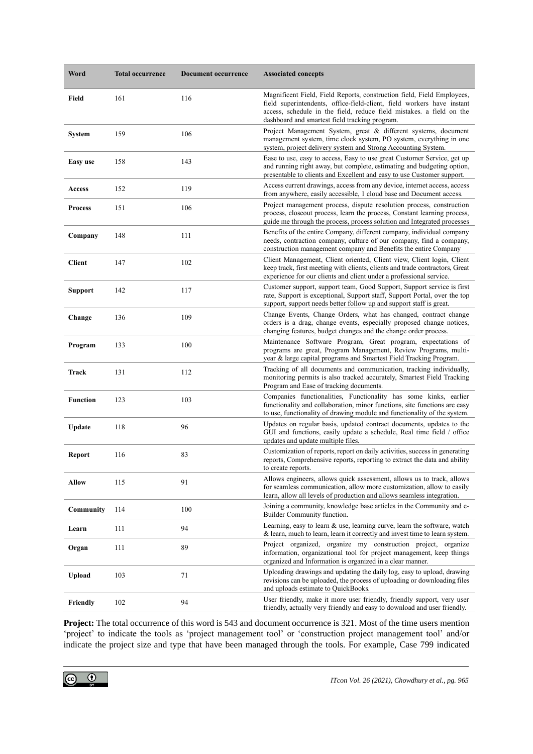| Word | Total occurrence | Document occurrence | Associated concepts |
|---|---|---|---|
| **Field** | 161 | 116 | Magnificent Field, Field Reports, construction field, Field Employees, field superintendents, office-field-client, field workers have instant access, schedule in the field, reduce field mistakes. a field on the dashboard and smartest field tracking program. |
| **System** | 159 | 106 | Project Management System, great & different systems, document management system, time clock system, PO system, everything in one system, project delivery system and Strong Accounting System. |
| **Easy use** | 158 | 143 | Ease to use, easy to access, Easy to use great Customer Service, get up and running right away, but complete, estimating and budgeting option, presentable to clients and Excellent and easy to use Customer support. |
| **Access** | 152 | 119 | Access current drawings, access from any device, internet access, access from anywhere, easily accessible, 1 cloud base and Document access. |
| **Process** | 151 | 106 | Project management process, dispute resolution process, construction process, closeout process, learn the process, Constant learning process, guide me through the process, process solution and Integrated processes |
| **Company** | 148 | 111 | Benefits of the entire Company, different company, individual company needs, contraction company, culture of our company, find a company, construction management company and Benefits the entire Company |
| **Client** | 147 | 102 | Client Management, Client oriented, Client view, Client login, Client keep track, first meeting with clients, clients and trade contractors, Great experience for our clients and client under a professional service. |
| **Support** | 142 | 117 | Customer support, support team, Good Support, Support service is first rate, Support is exceptional, Support staff, Support Portal, over the top support, support needs better follow up and support staff is great. |
| **Change** | 136 | 109 | Change Events, Change Orders, what has changed, contract change orders is a drag, change events, especially proposed change notices, changing features, budget changes and the change order process. |
| **Program** | 133 | 100 | Maintenance Software Program, Great program, expectations of programs are great, Program Management, Review Programs, multi-year & large capital programs and Smartest Field Tracking Program. |
| **Track** | 131 | 112 | Tracking of all documents and communication, tracking individually, monitoring permits is also tracked accurately, Smartest Field Tracking Program and Ease of tracking documents. |
| **Function** | 123 | 103 | Companies functionalities, Functionality has some kinks, earlier functionality and collaboration, minor functions, site functions are easy to use, functionality of drawing module and functionality of the system. |
| **Update** | 118 | 96 | Updates on regular basis, updated contract documents, updates to the GUI and functions, easily update a schedule, Real time field / office updates and update multiple files. |
| **Report** | 116 | 83 | Customization of reports, report on daily activities, success in generating reports, Comprehensive reports, reporting to extract the data and ability to create reports. |
| **Allow** | 115 | 91 | Allows engineers, allows quick assessment, allows us to track, allows for seamless communication, allow more customization, allow to easily learn, allow all levels of production and allows seamless integration. |
| **Community** | 114 | 100 | Joining a community, knowledge base articles in the Community and e-Builder Community function. |
| **Learn** | 111 | 94 | Learning, easy to learn & use, learning curve, learn the software, watch & learn, much to learn, learn it correctly and invest time to learn system. |
| **Organ** | 111 | 89 | Project organized, organize my construction project, organize information, organizational tool for project management, keep things organized and Information is organized in a clear manner. |
| **Upload** | 103 | 71 | Uploading drawings and updating the daily log, easy to upload, drawing revisions can be uploaded, the process of uploading or downloading files and uploads estimate to QuickBooks. |
| **Friendly** | 102 | 94 | User friendly, make it more user friendly, friendly support, very user friendly, actually very friendly and easy to download and user friendly. |

**Project:** The total occurrence of this word is 543 and document occurrence is 321. Most of the time users mention 'project' to indicate the tools as 'project management tool' or 'construction project management tool' and/or indicate the project size and type that have been managed through the tools. For example, Case 799 indicated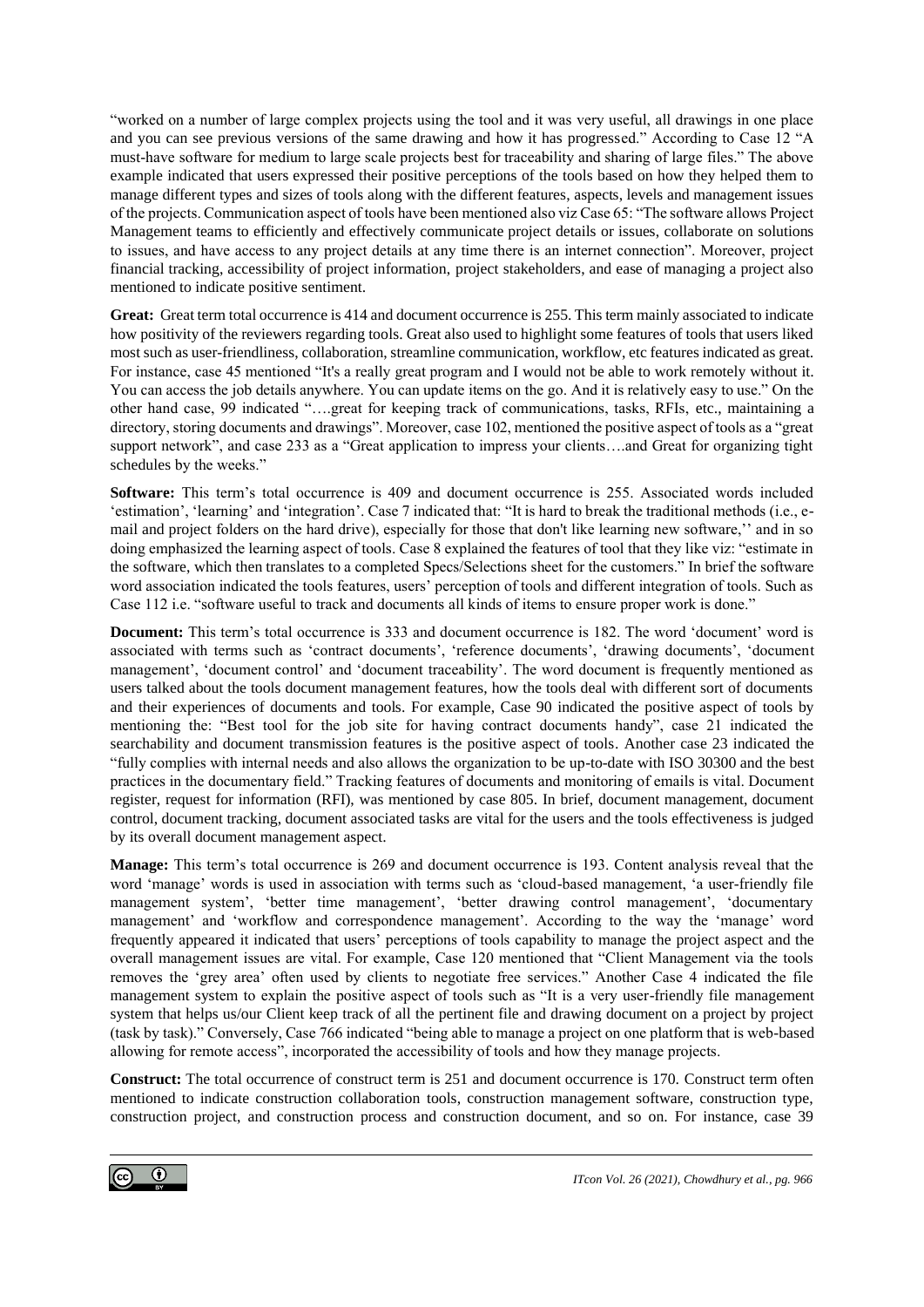"worked on a number of large complex projects using the tool and it was very useful, all drawings in one place and you can see previous versions of the same drawing and how it has progressed." According to Case 12 "A must-have software for medium to large scale projects best for traceability and sharing of large files." The above example indicated that users expressed their positive perceptions of the tools based on how they helped them to manage different types and sizes of tools along with the different features, aspects, levels and management issues of the projects. Communication aspect of tools have been mentioned also viz Case 65: "The software allows Project Management teams to efficiently and effectively communicate project details or issues, collaborate on solutions to issues, and have access to any project details at any time there is an internet connection". Moreover, project financial tracking, accessibility of project information, project stakeholders, and ease of managing a project also mentioned to indicate positive sentiment.

**Great:** Great term total occurrence is 414 and document occurrence is 255. This term mainly associated to indicate how positivity of the reviewers regarding tools. Great also used to highlight some features of tools that users liked most such as user-friendliness, collaboration, streamline communication, workflow, etc features indicated as great. For instance, case 45 mentioned "It's a really great program and I would not be able to work remotely without it. You can access the job details anywhere. You can update items on the go. And it is relatively easy to use." On the other hand case, 99 indicated "….great for keeping track of communications, tasks, RFIs, etc., maintaining a directory, storing documents and drawings". Moreover, case 102, mentioned the positive aspect of tools as a "great support network", and case 233 as a "Great application to impress your clients….and Great for organizing tight schedules by the weeks."

**Software:** This term's total occurrence is 409 and document occurrence is 255. Associated words included 'estimation', 'learning' and 'integration'. Case 7 indicated that: "It is hard to break the traditional methods (i.e., e-mail and project folders on the hard drive), especially for those that don't like learning new software,'' and in so doing emphasized the learning aspect of tools. Case 8 explained the features of tool that they like viz: "estimate in the software, which then translates to a completed Specs/Selections sheet for the customers." In brief the software word association indicated the tools features, users' perception of tools and different integration of tools. Such as Case 112 i.e. "software useful to track and documents all kinds of items to ensure proper work is done."

**Document:** This term's total occurrence is 333 and document occurrence is 182. The word 'document' word is associated with terms such as 'contract documents', 'reference documents', 'drawing documents', 'document management', 'document control' and 'document traceability'. The word document is frequently mentioned as users talked about the tools document management features, how the tools deal with different sort of documents and their experiences of documents and tools. For example, Case 90 indicated the positive aspect of tools by mentioning the: "Best tool for the job site for having contract documents handy", case 21 indicated the searchability and document transmission features is the positive aspect of tools. Another case 23 indicated the "fully complies with internal needs and also allows the organization to be up-to-date with ISO 30300 and the best practices in the documentary field." Tracking features of documents and monitoring of emails is vital. Document register, request for information (RFI), was mentioned by case 805. In brief, document management, document control, document tracking, document associated tasks are vital for the users and the tools effectiveness is judged by its overall document management aspect.

**Manage:** This term's total occurrence is 269 and document occurrence is 193. Content analysis reveal that the word 'manage' words is used in association with terms such as 'cloud-based management, 'a user-friendly file management system', 'better time management', 'better drawing control management', 'documentary management' and 'workflow and correspondence management'. According to the way the 'manage' word frequently appeared it indicated that users' perceptions of tools capability to manage the project aspect and the overall management issues are vital. For example, Case 120 mentioned that "Client Management via the tools removes the 'grey area' often used by clients to negotiate free services." Another Case 4 indicated the file management system to explain the positive aspect of tools such as "It is a very user-friendly file management system that helps us/our Client keep track of all the pertinent file and drawing document on a project by project (task by task)." Conversely, Case 766 indicated "being able to manage a project on one platform that is web-based allowing for remote access", incorporated the accessibility of tools and how they manage projects.

**Construct:** The total occurrence of construct term is 251 and document occurrence is 170. Construct term often mentioned to indicate construction collaboration tools, construction management software, construction type, construction project, and construction process and construction document, and so on. For instance, case 39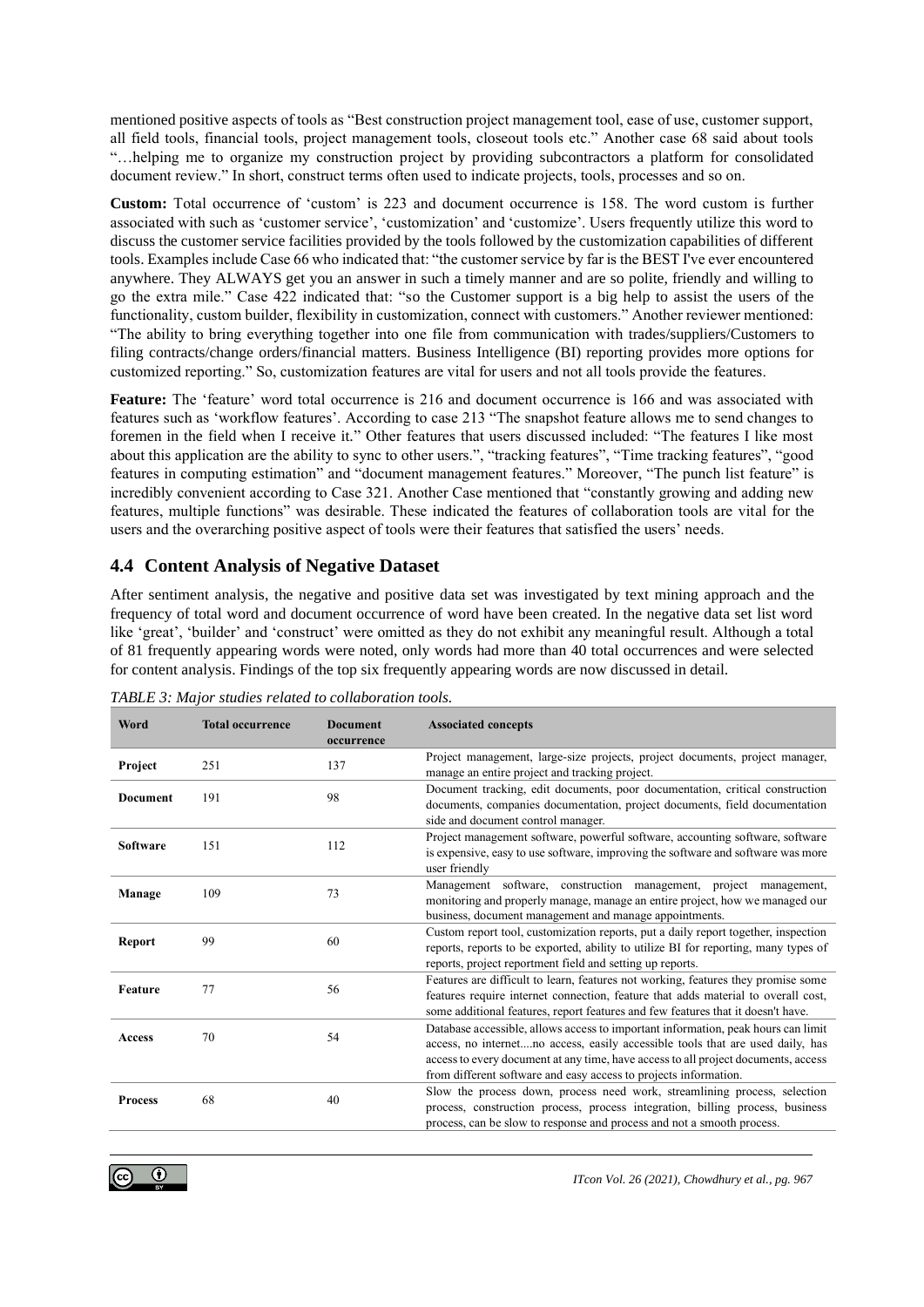mentioned positive aspects of tools as "Best construction project management tool, ease of use, customer support, all field tools, financial tools, project management tools, closeout tools etc." Another case 68 said about tools "…helping me to organize my construction project by providing subcontractors a platform for consolidated document review." In short, construct terms often used to indicate projects, tools, processes and so on.

**Custom:** Total occurrence of 'custom' is 223 and document occurrence is 158. The word custom is further associated with such as 'customer service', 'customization' and 'customize'. Users frequently utilize this word to discuss the customer service facilities provided by the tools followed by the customization capabilities of different tools. Examples include Case 66 who indicated that: "the customer service by far is the BEST I've ever encountered anywhere. They ALWAYS get you an answer in such a timely manner and are so polite, friendly and willing to go the extra mile." Case 422 indicated that: "so the Customer support is a big help to assist the users of the functionality, custom builder, flexibility in customization, connect with customers." Another reviewer mentioned: "The ability to bring everything together into one file from communication with trades/suppliers/Customers to filing contracts/change orders/financial matters. Business Intelligence (BI) reporting provides more options for customized reporting." So, customization features are vital for users and not all tools provide the features.

**Feature:** The 'feature' word total occurrence is 216 and document occurrence is 166 and was associated with features such as 'workflow features'. According to case 213 "The snapshot feature allows me to send changes to foremen in the field when I receive it." Other features that users discussed included: "The features I like most about this application are the ability to sync to other users.", "tracking features", "Time tracking features", "good features in computing estimation" and "document management features." Moreover, "The punch list feature" is incredibly convenient according to Case 321. Another Case mentioned that "constantly growing and adding new features, multiple functions" was desirable. These indicated the features of collaboration tools are vital for the users and the overarching positive aspect of tools were their features that satisfied the users' needs.

## 4.4 Content Analysis of Negative Dataset

After sentiment analysis, the negative and positive data set was investigated by text mining approach and the frequency of total word and document occurrence of word have been created. In the negative data set list word like 'great', 'builder' and 'construct' were omitted as they do not exhibit any meaningful result. Although a total of 81 frequently appearing words were noted, only words had more than 40 total occurrences and were selected for content analysis. Findings of the top six frequently appearing words are now discussed in detail.

*TABLE 3: Major studies related to collaboration tools.*

| Word | Total occurrence | Document occurrence | Associated concepts |
|---|---|---|---|
| **Project** | 251 | 137 | Project management, large-size projects, project documents, project manager, manage an entire project and tracking project. |
| **Document** | 191 | 98 | Document tracking, edit documents, poor documentation, critical construction documents, companies documentation, project documents, field documentation side and document control manager. |
| **Software** | 151 | 112 | Project management software, powerful software, accounting software, software is expensive, easy to use software, improving the software and software was more user friendly |
| **Manage** | 109 | 73 | Management software, construction management, project management, monitoring and properly manage, manage an entire project, how we managed our business, document management and manage appointments. |
| **Report** | 99 | 60 | Custom report tool, customization reports, put a daily report together, inspection reports, reports to be exported, ability to utilize BI for reporting, many types of reports, project reportment field and setting up reports. |
| **Feature** | 77 | 56 | Features are difficult to learn, features not working, features they promise some features require internet connection, feature that adds material to overall cost, some additional features, report features and few features that it doesn't have. |
| **Access** | 70 | 54 | Database accessible, allows access to important information, peak hours can limit access, no internet....no access, easily accessible tools that are used daily, has access to every document at any time, have access to all project documents, access from different software and easy access to projects information. |
| **Process** | 68 | 40 | Slow the process down, process need work, streamlining process, selection process, construction process, process integration, billing process, business process, can be slow to response and process and not a smooth process. |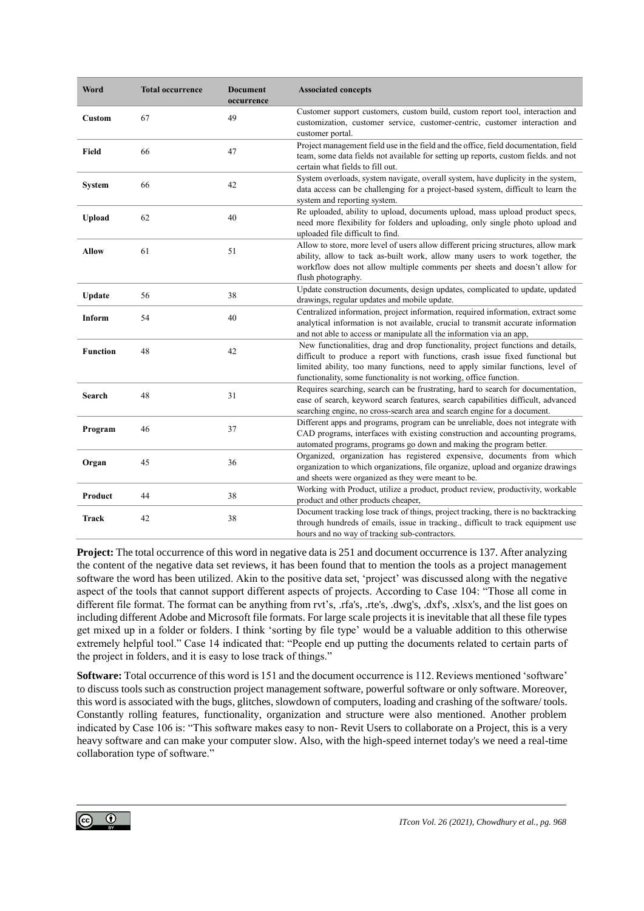| Word | Total occurrence | Document occurrence | Associated concepts |
|---|---|---|---|
| **Custom** | 67 | 49 | Customer support customers, custom build, custom report tool, interaction and customization, customer service, customer-centric, customer interaction and customer portal. |
| **Field** | 66 | 47 | Project management field use in the field and the office, field documentation, field team, some data fields not available for setting up reports, custom fields. and not certain what fields to fill out. |
| **System** | 66 | 42 | System overloads, system navigate, overall system, have duplicity in the system, data access can be challenging for a project-based system, difficult to learn the system and reporting system. |
| **Upload** | 62 | 40 | Re uploaded, ability to upload, documents upload, mass upload product specs, need more flexibility for folders and uploading, only single photo upload and uploaded file difficult to find. |
| **Allow** | 61 | 51 | Allow to store, more level of users allow different pricing structures, allow mark ability, allow to tack as-built work, allow many users to work together, the workflow does not allow multiple comments per sheets and doesn't allow for flush photography. |
| **Update** | 56 | 38 | Update construction documents, design updates, complicated to update, updated drawings, regular updates and mobile update. |
| **Inform** | 54 | 40 | Centralized information, project information, required information, extract some analytical information is not available, crucial to transmit accurate information and not able to access or manipulate all the information via an app, |
| **Function** | 48 | 42 | New functionalities, drag and drop functionality, project functions and details, difficult to produce a report with functions, crash issue fixed functional but limited ability, too many functions, need to apply similar functions, level of functionality, some functionality is not working, office function. |
| **Search** | 48 | 31 | Requires searching, search can be frustrating, hard to search for documentation, ease of search, keyword search features, search capabilities difficult, advanced searching engine, no cross-search area and search engine for a document. |
| **Program** | 46 | 37 | Different apps and programs, program can be unreliable, does not integrate with CAD programs, interfaces with existing construction and accounting programs, automated programs, programs go down and making the program better. |
| **Organ** | 45 | 36 | Organized, organization has registered expensive, documents from which organization to which organizations, file organize, upload and organize drawings and sheets were organized as they were meant to be. |
| **Product** | 44 | 38 | Working with Product, utilize a product, product review, productivity, workable product and other products cheaper, |
| **Track** | 42 | 38 | Document tracking lose track of things, project tracking, there is no backtracking through hundreds of emails, issue in tracking., difficult to track equipment use hours and no way of tracking sub-contractors. |

**Project:** The total occurrence of this word in negative data is 251 and document occurrence is 137. After analyzing the content of the negative data set reviews, it has been found that to mention the tools as a project management software the word has been utilized. Akin to the positive data set, 'project' was discussed along with the negative aspect of the tools that cannot support different aspects of projects. According to Case 104: "Those all come in different file format. The format can be anything from rvt's, .rfa's, .rte's, .dwg's, .dxf's, .xlsx's, and the list goes on including different Adobe and Microsoft file formats. For large scale projects it is inevitable that all these file types get mixed up in a folder or folders. I think 'sorting by file type' would be a valuable addition to this otherwise extremely helpful tool." Case 14 indicated that: "People end up putting the documents related to certain parts of the project in folders, and it is easy to lose track of things."

**Software:** Total occurrence of this word is 151 and the document occurrence is 112. Reviews mentioned 'software' to discuss tools such as construction project management software, powerful software or only software. Moreover, this word is associated with the bugs, glitches, slowdown of computers, loading and crashing of the software/ tools. Constantly rolling features, functionality, organization and structure were also mentioned. Another problem indicated by Case 106 is: "This software makes easy to non- Revit Users to collaborate on a Project, this is a very heavy software and can make your computer slow. Also, with the high-speed internet today's we need a real-time collaboration type of software."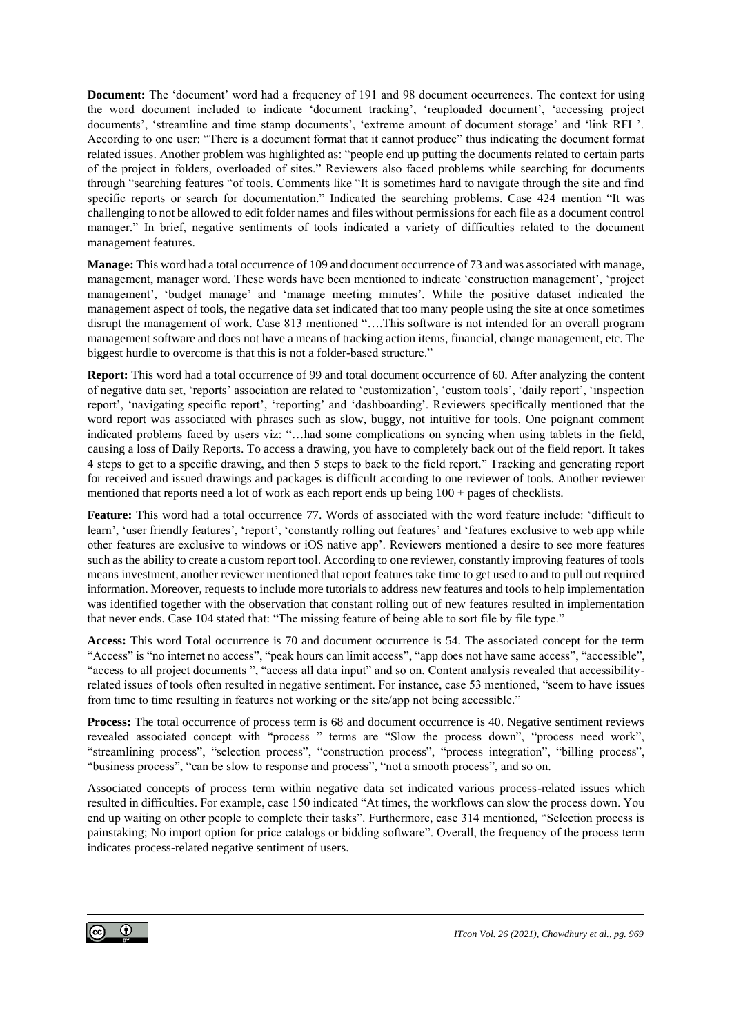**Document:** The 'document' word had a frequency of 191 and 98 document occurrences. The context for using the word document included to indicate 'document tracking', 'reuploaded document', 'accessing project documents', 'streamline and time stamp documents', 'extreme amount of document storage' and 'link RFI '. According to one user: "There is a document format that it cannot produce" thus indicating the document format related issues. Another problem was highlighted as: "people end up putting the documents related to certain parts of the project in folders, overloaded of sites." Reviewers also faced problems while searching for documents through "searching features "of tools. Comments like "It is sometimes hard to navigate through the site and find specific reports or search for documentation." Indicated the searching problems. Case 424 mention "It was challenging to not be allowed to edit folder names and files without permissions for each file as a document control manager." In brief, negative sentiments of tools indicated a variety of difficulties related to the document management features.

**Manage:** This word had a total occurrence of 109 and document occurrence of 73 and was associated with manage, management, manager word. These words have been mentioned to indicate 'construction management', 'project management', 'budget manage' and 'manage meeting minutes'. While the positive dataset indicated the management aspect of tools, the negative data set indicated that too many people using the site at once sometimes disrupt the management of work. Case 813 mentioned "….This software is not intended for an overall program management software and does not have a means of tracking action items, financial, change management, etc. The biggest hurdle to overcome is that this is not a folder-based structure."

**Report:** This word had a total occurrence of 99 and total document occurrence of 60. After analyzing the content of negative data set, 'reports' association are related to 'customization', 'custom tools', 'daily report', 'inspection report', 'navigating specific report', 'reporting' and 'dashboarding'. Reviewers specifically mentioned that the word report was associated with phrases such as slow, buggy, not intuitive for tools. One poignant comment indicated problems faced by users viz: "…had some complications on syncing when using tablets in the field, causing a loss of Daily Reports. To access a drawing, you have to completely back out of the field report. It takes 4 steps to get to a specific drawing, and then 5 steps to back to the field report." Tracking and generating report for received and issued drawings and packages is difficult according to one reviewer of tools. Another reviewer mentioned that reports need a lot of work as each report ends up being 100 + pages of checklists.

**Feature:** This word had a total occurrence 77. Words of associated with the word feature include: 'difficult to learn', 'user friendly features', 'report', 'constantly rolling out features' and 'features exclusive to web app while other features are exclusive to windows or iOS native app'. Reviewers mentioned a desire to see more features such as the ability to create a custom report tool. According to one reviewer, constantly improving features of tools means investment, another reviewer mentioned that report features take time to get used to and to pull out required information. Moreover, requests to include more tutorials to address new features and tools to help implementation was identified together with the observation that constant rolling out of new features resulted in implementation that never ends. Case 104 stated that: "The missing feature of being able to sort file by file type."

**Access:** This word Total occurrence is 70 and document occurrence is 54. The associated concept for the term "Access" is "no internet no access", "peak hours can limit access", "app does not have same access", "accessible", "access to all project documents ", "access all data input" and so on. Content analysis revealed that accessibility-related issues of tools often resulted in negative sentiment. For instance, case 53 mentioned, "seem to have issues from time to time resulting in features not working or the site/app not being accessible."

**Process:** The total occurrence of process term is 68 and document occurrence is 40. Negative sentiment reviews revealed associated concept with "process " terms are "Slow the process down", "process need work", "streamlining process", "selection process", "construction process", "process integration", "billing process", "business process", "can be slow to response and process", "not a smooth process", and so on.

Associated concepts of process term within negative data set indicated various process-related issues which resulted in difficulties. For example, case 150 indicated "At times, the workflows can slow the process down. You end up waiting on other people to complete their tasks". Furthermore, case 314 mentioned, "Selection process is painstaking; No import option for price catalogs or bidding software". Overall, the frequency of the process term indicates process-related negative sentiment of users.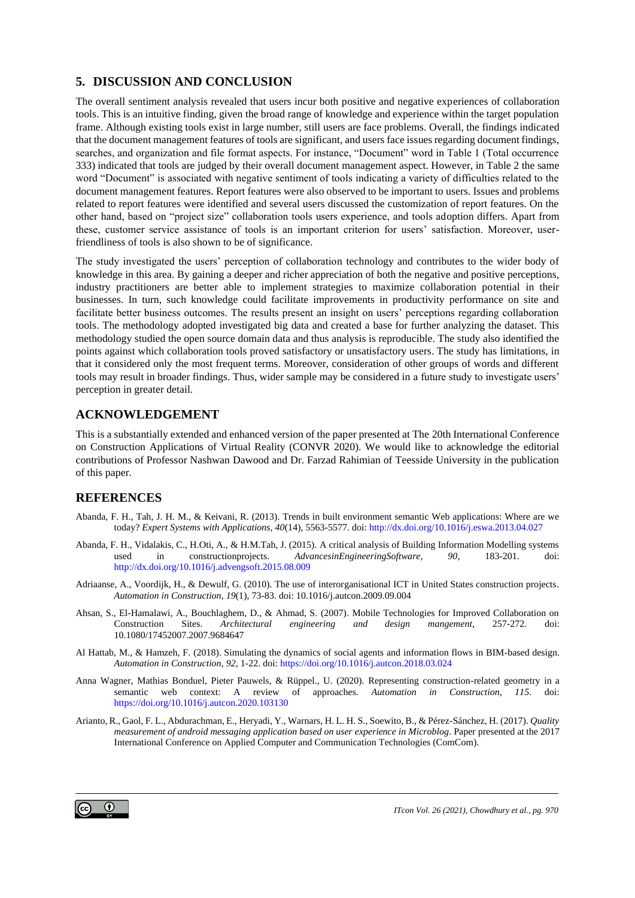## 5. DISCUSSION AND CONCLUSION

The overall sentiment analysis revealed that users incur both positive and negative experiences of collaboration tools. This is an intuitive finding, given the broad range of knowledge and experience within the target population frame. Although existing tools exist in large number, still users are face problems. Overall, the findings indicated that the document management features of tools are significant, and users face issues regarding document findings, searches, and organization and file format aspects. For instance, "Document" word in Table 1 (Total occurrence 333) indicated that tools are judged by their overall document management aspect. However, in Table 2 the same word "Document" is associated with negative sentiment of tools indicating a variety of difficulties related to the document management features. Report features were also observed to be important to users. Issues and problems related to report features were identified and several users discussed the customization of report features. On the other hand, based on "project size" collaboration tools users experience, and tools adoption differs. Apart from these, customer service assistance of tools is an important criterion for users' satisfaction. Moreover, user-friendliness of tools is also shown to be of significance.

The study investigated the users' perception of collaboration technology and contributes to the wider body of knowledge in this area. By gaining a deeper and richer appreciation of both the negative and positive perceptions, industry practitioners are better able to implement strategies to maximize collaboration potential in their businesses. In turn, such knowledge could facilitate improvements in productivity performance on site and facilitate better business outcomes. The results present an insight on users' perceptions regarding collaboration tools. The methodology adopted investigated big data and created a base for further analyzing the dataset. This methodology studied the open source domain data and thus analysis is reproducible. The study also identified the points against which collaboration tools proved satisfactory or unsatisfactory users. The study has limitations, in that it considered only the most frequent terms. Moreover, consideration of other groups of words and different tools may result in broader findings. Thus, wider sample may be considered in a future study to investigate users' perception in greater detail.

## ACKNOWLEDGEMENT

This is a substantially extended and enhanced version of the paper presented at The 20th International Conference on Construction Applications of Virtual Reality (CONVR 2020). We would like to acknowledge the editorial contributions of Professor Nashwan Dawood and Dr. Farzad Rahimian of Teesside University in the publication of this paper.

## REFERENCES

Abanda, F. H., Tah, J. H. M., & Keivani, R. (2013). Trends in built environment semantic Web applications: Where are we today? *Expert Systems with Applications, 40*(14), 5563-5577. doi: http://dx.doi.org/10.1016/j.eswa.2013.04.027

Abanda, F. H., Vidalakis, C., H.Oti, A., & H.M.Tah, J. (2015). A critical analysis of Building Information Modelling systems used in constructionprojects. *AdvancesinEngineeringSoftware, 90*, 183-201. doi: http://dx.doi.org/10.1016/j.advengsoft.2015.08.009

Adriaanse, A., Voordijk, H., & Dewulf, G. (2010). The use of interorganisational ICT in United States construction projects. *Automation in Construction, 19*(1), 73-83. doi: 10.1016/j.autcon.2009.09.004

Ahsan, S., El-Hamalawi, A., Bouchlaghem, D., & Ahmad, S. (2007). Mobile Technologies for Improved Collaboration on Construction Sites. *Architectural engineering and design mangement*, 257-272. doi: 10.1080/17452007.2007.9684647

Al Hattab, M., & Hamzeh, F. (2018). Simulating the dynamics of social agents and information flows in BIM-based design. *Automation in Construction, 92*, 1-22. doi: https://doi.org/10.1016/j.autcon.2018.03.024

Anna Wagner, Mathias Bonduel, Pieter Pauwels, & Rüppel., U. (2020). Representing construction-related geometry in a semantic web context: A review of approaches. *Automation in Construction, 115*. doi: https://doi.org/10.1016/j.autcon.2020.103130

Arianto, R., Gaol, F. L., Abdurachman, E., Heryadi, Y., Warnars, H. L. H. S., Soewito, B., & Pérez-Sánchez, H. (2017). *Quality measurement of android messaging application based on user experience in Microblog*. Paper presented at the 2017 International Conference on Applied Computer and Communication Technologies (ComCom).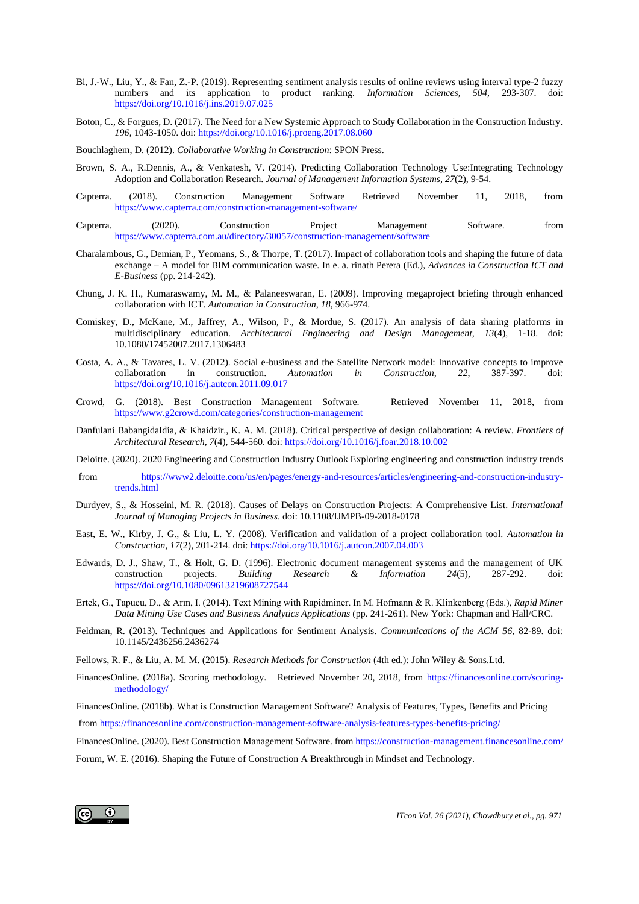Bi, J.-W., Liu, Y., & Fan, Z.-P. (2019). Representing sentiment analysis results of online reviews using interval type-2 fuzzy numbers and its application to product ranking. *Information Sciences, 504*, 293-307. doi: https://doi.org/10.1016/j.ins.2019.07.025

Boton, C., & Forgues, D. (2017). The Need for a New Systemic Approach to Study Collaboration in the Construction Industry. *196*, 1043-1050. doi: https://doi.org/10.1016/j.proeng.2017.08.060

Bouchlaghem, D. (2012). *Collaborative Working in Construction*: SPON Press.

Brown, S. A., R.Dennis, A., & Venkatesh, V. (2014). Predicting Collaboration Technology Use:Integrating Technology Adoption and Collaboration Research. *Journal of Management Information Systems, 27*(2), 9-54.

Capterra. (2018). Construction Management Software Retrieved November 11, 2018, from https://www.capterra.com/construction-management-software/

Capterra. (2020). Construction Project Management Software. from https://www.capterra.com.au/directory/30057/construction-management/software

Charalambous, G., Demian, P., Yeomans, S., & Thorpe, T. (2017). Impact of collaboration tools and shaping the future of data exchange – A model for BIM communication waste. In e. a. rinath Perera (Ed.), *Advances in Construction ICT and E-Business* (pp. 214-242).

Chung, J. K. H., Kumaraswamy, M. M., & Palaneeswaran, E. (2009). Improving megaproject briefing through enhanced collaboration with ICT. *Automation in Construction, 18*, 966-974.

Comiskey, D., McKane, M., Jaffrey, A., Wilson, P., & Mordue, S. (2017). An analysis of data sharing platforms in multidisciplinary education. *Architectural Engineering and Design Management, 13*(4), 1-18. doi: 10.1080/17452007.2017.1306483

Costa, A. A., & Tavares, L. V. (2012). Social e-business and the Satellite Network model: Innovative concepts to improve collaboration in construction. *Automation in Construction, 22*, 387-397. doi: https://doi.org/10.1016/j.autcon.2011.09.017

Crowd, G. (2018). Best Construction Management Software. Retrieved November 11, 2018, from https://www.g2crowd.com/categories/construction-management

Danfulani BabangidaIdia, & Khaidzir., K. A. M. (2018). Critical perspective of design collaboration: A review. *Frontiers of Architectural Research, 7*(4), 544-560. doi: https://doi.org/10.1016/j.foar.2018.10.002

Deloitte. (2020). 2020 Engineering and Construction Industry Outlook Exploring engineering and construction industry trends from https://www2.deloitte.com/us/en/pages/energy-and-resources/articles/engineering-and-construction-industry-trends.html

Durdyev, S., & Hosseini, M. R. (2018). Causes of Delays on Construction Projects: A Comprehensive List. *International Journal of Managing Projects in Business*. doi: 10.1108/IJMPB-09-2018-0178

East, E. W., Kirby, J. G., & Liu, L. Y. (2008). Verification and validation of a project collaboration tool. *Automation in Construction, 17*(2), 201-214. doi: https://doi.org/10.1016/j.autcon.2007.04.003

Edwards, D. J., Shaw, T., & Holt, G. D. (1996). Electronic document management systems and the management of UK construction projects. *Building Research & Information 24*(5), 287-292. doi: https://doi.org/10.1080/09613219608727544

Ertek, G., Tapucu, D., & Arın, I. (2014). Text Mining with Rapidminer. In M. Hofmann & R. Klinkenberg (Eds.), *Rapid Miner Data Mining Use Cases and Business Analytics Applications* (pp. 241-261). New York: Chapman and Hall/CRC.

Feldman, R. (2013). Techniques and Applications for Sentiment Analysis. *Communications of the ACM 56*, 82-89. doi: 10.1145/2436256.2436274

Fellows, R. F., & Liu, A. M. M. (2015). *Research Methods for Construction* (4th ed.): John Wiley & Sons.Ltd.

FinancesOnline. (2018a). Scoring methodology. Retrieved November 20, 2018, from https://financesonline.com/scoring-methodology/

FinancesOnline. (2018b). What is Construction Management Software? Analysis of Features, Types, Benefits and Pricing from https://financesonline.com/construction-management-software-analysis-features-types-benefits-pricing/

FinancesOnline. (2020). Best Construction Management Software. from https://construction-management.financesonline.com/

Forum, W. E. (2016). Shaping the Future of Construction A Breakthrough in Mindset and Technology.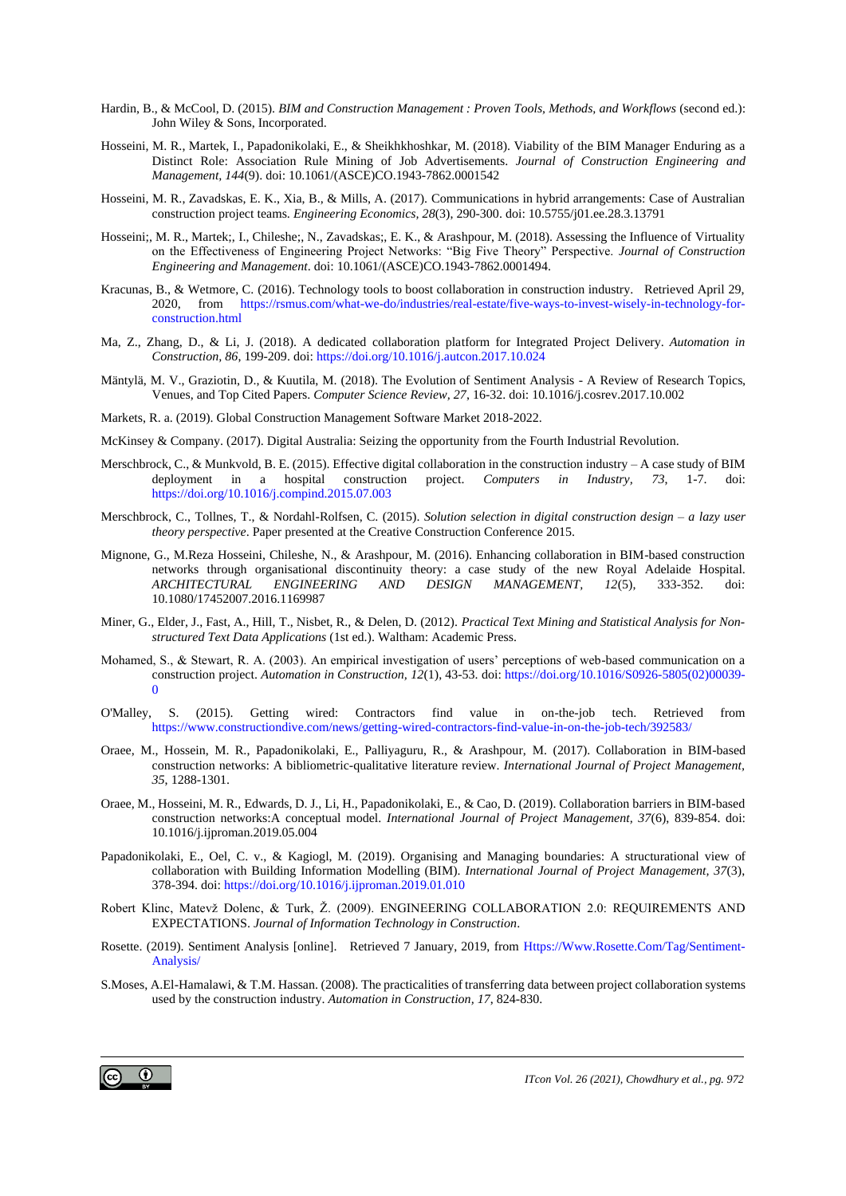Hardin, B., & McCool, D. (2015). *BIM and Construction Management : Proven Tools, Methods, and Workflows* (second ed.): John Wiley & Sons, Incorporated.

Hosseini, M. R., Martek, I., Papadonikolaki, E., & Sheikhkhoshkar, M. (2018). Viability of the BIM Manager Enduring as a Distinct Role: Association Rule Mining of Job Advertisements. *Journal of Construction Engineering and Management, 144*(9). doi: 10.1061/(ASCE)CO.1943-7862.0001542

Hosseini, M. R., Zavadskas, E. K., Xia, B., & Mills, A. (2017). Communications in hybrid arrangements: Case of Australian construction project teams. *Engineering Economics, 28*(3), 290-300. doi: 10.5755/j01.ee.28.3.13791

Hosseini;, M. R., Martek;, I., Chileshe;, N., Zavadskas;, E. K., & Arashpour, M. (2018). Assessing the Influence of Virtuality on the Effectiveness of Engineering Project Networks: "Big Five Theory" Perspective. *Journal of Construction Engineering and Management*. doi: 10.1061/(ASCE)CO.1943-7862.0001494.

Kracunas, B., & Wetmore, C. (2016). Technology tools to boost collaboration in construction industry. Retrieved April 29, 2020, from https://rsmus.com/what-we-do/industries/real-estate/five-ways-to-invest-wisely-in-technology-for-construction.html

Ma, Z., Zhang, D., & Li, J. (2018). A dedicated collaboration platform for Integrated Project Delivery. *Automation in Construction, 86*, 199-209. doi: https://doi.org/10.1016/j.autcon.2017.10.024

Mäntylä, M. V., Graziotin, D., & Kuutila, M. (2018). The Evolution of Sentiment Analysis - A Review of Research Topics, Venues, and Top Cited Papers. *Computer Science Review, 27*, 16-32. doi: 10.1016/j.cosrev.2017.10.002

Markets, R. a. (2019). Global Construction Management Software Market 2018-2022.

McKinsey & Company. (2017). Digital Australia: Seizing the opportunity from the Fourth Industrial Revolution.

Merschbrock, C., & Munkvold, B. E. (2015). Effective digital collaboration in the construction industry – A case study of BIM deployment in a hospital construction project. *Computers in Industry, 73*, 1-7. doi: https://doi.org/10.1016/j.compind.2015.07.003

Merschbrock, C., Tollnes, T., & Nordahl-Rolfsen, C. (2015). *Solution selection in digital construction design – a lazy user theory perspective*. Paper presented at the Creative Construction Conference 2015.

Mignone, G., M.Reza Hosseini, Chileshe, N., & Arashpour, M. (2016). Enhancing collaboration in BIM-based construction networks through organisational discontinuity theory: a case study of the new Royal Adelaide Hospital. *ARCHITECTURAL ENGINEERING AND DESIGN MANAGEMENT, 12*(5), 333-352. doi: 10.1080/17452007.2016.1169987

Miner, G., Elder, J., Fast, A., Hill, T., Nisbet, R., & Delen, D. (2012). *Practical Text Mining and Statistical Analysis for Non-structured Text Data Applications* (1st ed.). Waltham: Academic Press.

Mohamed, S., & Stewart, R. A. (2003). An empirical investigation of users' perceptions of web-based communication on a construction project. *Automation in Construction, 12*(1), 43-53. doi: https://doi.org/10.1016/S0926-5805(02)00039-0

O'Malley, S. (2015). Getting wired: Contractors find value in on-the-job tech. Retrieved from https://www.constructiondive.com/news/getting-wired-contractors-find-value-in-on-the-job-tech/392583/

Oraee, M., Hossein, M. R., Papadonikolaki, E., Palliyaguru, R., & Arashpour, M. (2017). Collaboration in BIM-based construction networks: A bibliometric-qualitative literature review. *International Journal of Project Management, 35*, 1288-1301.

Oraee, M., Hosseini, M. R., Edwards, D. J., Li, H., Papadonikolaki, E., & Cao, D. (2019). Collaboration barriers in BIM-based construction networks:A conceptual model. *International Journal of Project Management, 37*(6), 839-854. doi: 10.1016/j.ijproman.2019.05.004

Papadonikolaki, E., Oel, C. v., & Kagiogl, M. (2019). Organising and Managing boundaries: A structurational view of collaboration with Building Information Modelling (BIM). *International Journal of Project Management, 37*(3), 378-394. doi: https://doi.org/10.1016/j.ijproman.2019.01.010

Robert Klinc, Matevž Dolenc, & Turk, Ž. (2009). ENGINEERING COLLABORATION 2.0: REQUIREMENTS AND EXPECTATIONS. *Journal of Information Technology in Construction*.

Rosette. (2019). Sentiment Analysis [online]. Retrieved 7 January, 2019, from Https://Www.Rosette.Com/Tag/Sentiment-Analysis/

S.Moses, A.El-Hamalawi, & T.M. Hassan. (2008). The practicalities of transferring data between project collaboration systems used by the construction industry. *Automation in Construction, 17*, 824-830.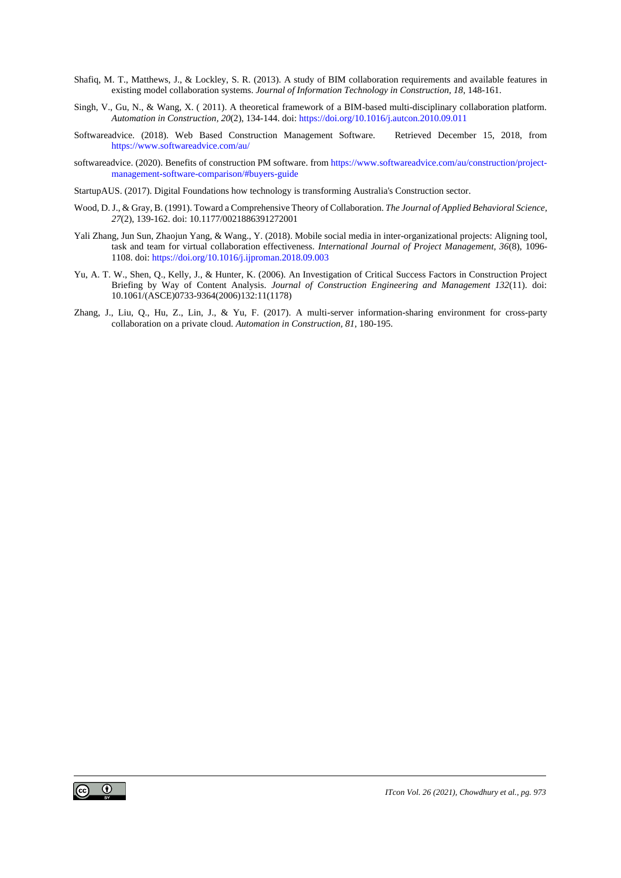Shafiq, M. T., Matthews, J., & Lockley, S. R. (2013). A study of BIM collaboration requirements and available features in existing model collaboration systems. *Journal of Information Technology in Construction*, *18*, 148-161.

Singh, V., Gu, N., & Wang, X. ( 2011). A theoretical framework of a BIM-based multi-disciplinary collaboration platform. *Automation in Construction*, *20*(2), 134-144. doi: https://doi.org/10.1016/j.autcon.2010.09.011

Softwareadvice. (2018). Web Based Construction Management Software. Retrieved December 15, 2018, from https://www.softwareadvice.com/au/

softwareadvice. (2020). Benefits of construction PM software. from https://www.softwareadvice.com/au/construction/project-management-software-comparison/#buyers-guide

StartupAUS. (2017). Digital Foundations how technology is transforming Australia's Construction sector.

Wood, D. J., & Gray, B. (1991). Toward a Comprehensive Theory of Collaboration. *The Journal of Applied Behavioral Science, 27*(2), 139-162. doi: 10.1177/0021886391272001

Yali Zhang, Jun Sun, Zhaojun Yang, & Wang., Y. (2018). Mobile social media in inter-organizational projects: Aligning tool, task and team for virtual collaboration effectiveness. *International Journal of Project Management, 36*(8), 1096-1108. doi: https://doi.org/10.1016/j.ijproman.2018.09.003

Yu, A. T. W., Shen, Q., Kelly, J., & Hunter, K. (2006). An Investigation of Critical Success Factors in Construction Project Briefing by Way of Content Analysis. *Journal of Construction Engineering and Management 132*(11). doi: 10.1061/(ASCE)0733-9364(2006)132:11(1178)

Zhang, J., Liu, Q., Hu, Z., Lin, J., & Yu, F. (2017). A multi-server information-sharing environment for cross-party collaboration on a private cloud. *Automation in Construction, 81*, 180-195.